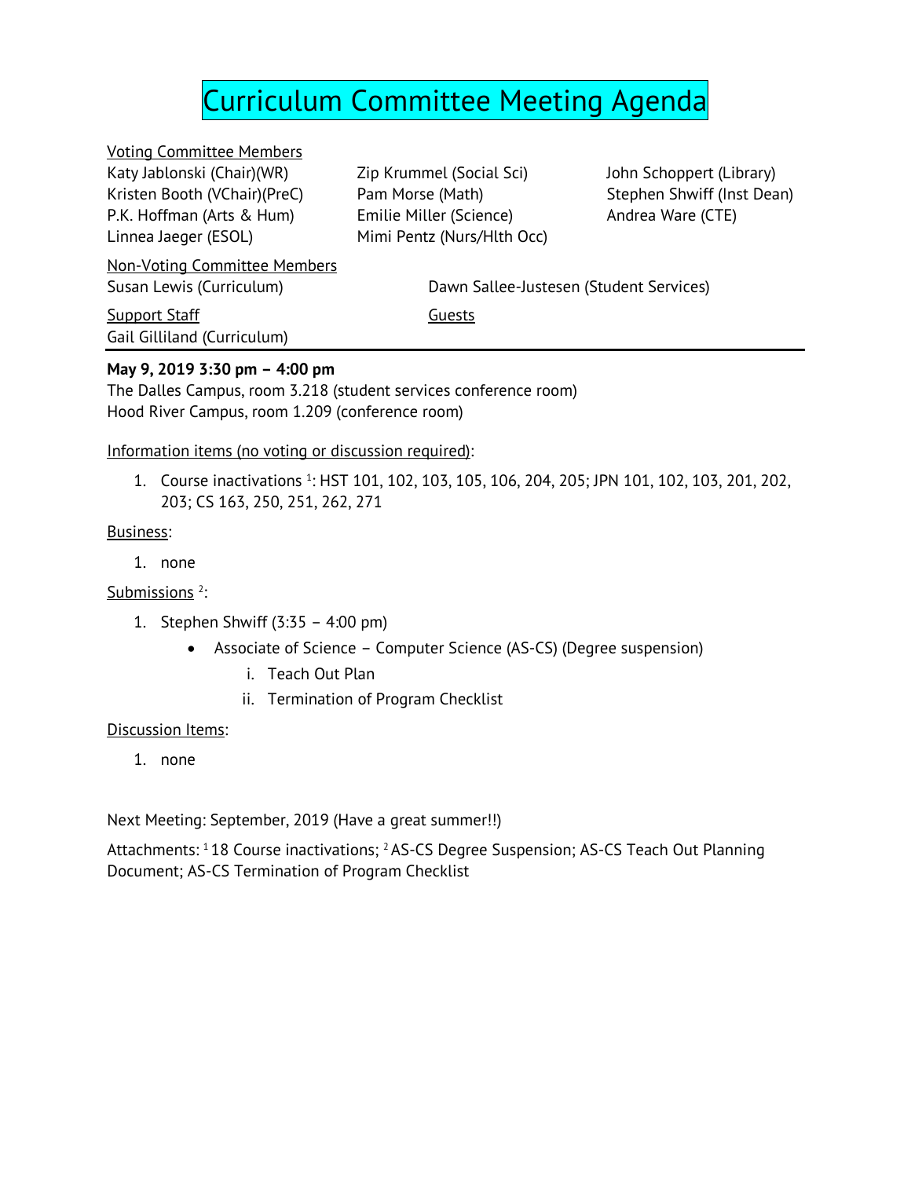# Curriculum Committee Meeting Agenda

Voting Committee Members

| | | |
|---|---|---|
| Katy Jablonski (Chair)(WR) | Zip Krummel (Social Sci) | John Schoppert (Library) |
| Kristen Booth (VChair)(PreC) | Pam Morse (Math) | Stephen Shwiff (Inst Dean) |
| P.K. Hoffman (Arts & Hum) | Emilie Miller (Science) | Andrea Ware (CTE) |
| Linnea Jaeger (ESOL) | Mimi Pentz (Nurs/Hlth Occ) | |

Non-Voting Committee Members

Susan Lewis (Curriculum)

Dawn Sallee-Justesen (Student Services)

Support Staff

Gail Gilliland (Curriculum)

Guests

---

**May 9, 2019 3:30 pm – 4:00 pm**

The Dalles Campus, room 3.218 (student services conference room)

Hood River Campus, room 1.209 (conference room)

Information items (no voting or discussion required):

1. Course inactivations [1]: HST 101, 102, 103, 105, 106, 204, 205; JPN 101, 102, 103, 201, 202, 203; CS 163, 250, 251, 262, 271

Business:

1. none

Submissions [2]:

1. Stephen Shwiff (3:35 – 4:00 pm)
   - Associate of Science – Computer Science (AS-CS) (Degree suspension)
     i. Teach Out Plan
     ii. Termination of Program Checklist

Discussion Items:

1. none

Next Meeting: September, 2019 (Have a great summer!!)

Attachments: [1] 18 Course inactivations; [2] AS-CS Degree Suspension; AS-CS Teach Out Planning Document; AS-CS Termination of Program Checklist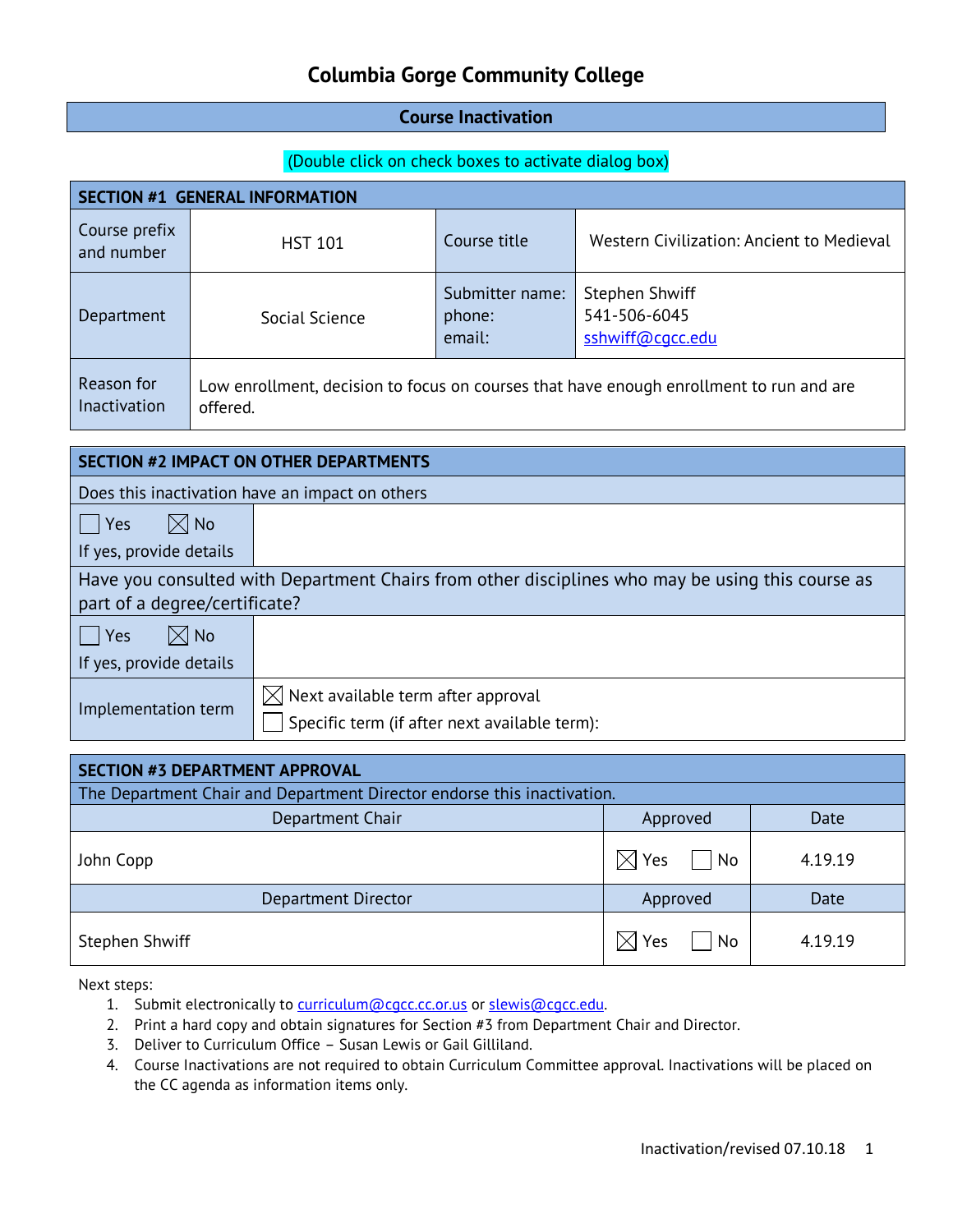# Columbia Gorge Community College

## Course Inactivation

(Double click on check boxes to activate dialog box)

| SECTION #1 GENERAL INFORMATION | | | |
|---|---|---|---|
| Course prefix and number | HST 101 | Course title | Western Civilization: Ancient to Medieval |
| Department | Social Science | Submitter name:<br>phone:<br>email: | Stephen Shwiff<br>541-506-6045<br>sshwiff@cgcc.edu |
| Reason for Inactivation | Low enrollment, decision to focus on courses that have enough enrollment to run and are offered. | | |

| SECTION #2 IMPACT ON OTHER DEPARTMENTS | |
|---|---|
| Does this inactivation have an impact on others | |
| ☐ Yes ☒ No<br>If yes, provide details | |
| Have you consulted with Department Chairs from other disciplines who may be using this course as part of a degree/certificate? | |
| ☐ Yes ☒ No<br>If yes, provide details | |
| Implementation term | ☒ Next available term after approval<br>☐ Specific term (if after next available term): |

| SECTION #3 DEPARTMENT APPROVAL | | |
|---|---|---|
| The Department Chair and Department Director endorse this inactivation. | | |
| Department Chair | Approved | Date |
| John Copp | ☒ Yes ☐ No | 4.19.19 |
| Department Director | Approved | Date |
| Stephen Shwiff | ☒ Yes ☐ No | 4.19.19 |

Next steps:

1. Submit electronically to curriculum@cgcc.cc.or.us or slewis@cgcc.edu.
2. Print a hard copy and obtain signatures for Section #3 from Department Chair and Director.
3. Deliver to Curriculum Office – Susan Lewis or Gail Gilliland.
4. Course Inactivations are not required to obtain Curriculum Committee approval. Inactivations will be placed on the CC agenda as information items only.

Inactivation/revised 07.10.18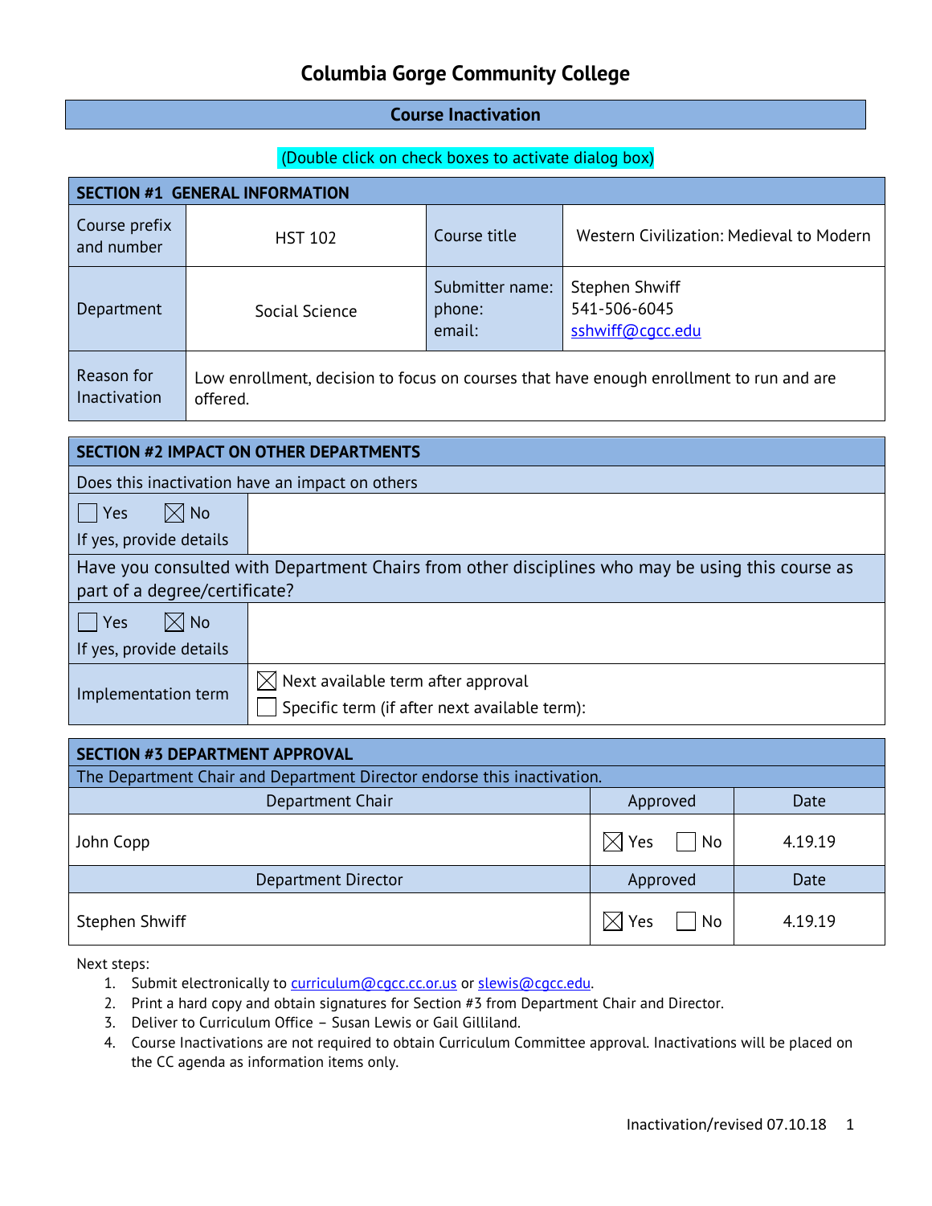# Columbia Gorge Community College

## Course Inactivation

(Double click on check boxes to activate dialog box)

| SECTION #1 GENERAL INFORMATION | | | |
|---|---|---|---|
| Course prefix and number | HST 102 | Course title | Western Civilization: Medieval to Modern |
| Department | Social Science | Submitter name:<br>phone:<br>email: | Stephen Shwiff<br>541-506-6045<br>sshwiff@cgcc.edu |
| Reason for Inactivation | Low enrollment, decision to focus on courses that have enough enrollment to run and are offered. | | |

| SECTION #2 IMPACT ON OTHER DEPARTMENTS | |
|---|---|
| Does this inactivation have an impact on others | |
| ☐ Yes ☒ No<br>If yes, provide details | |
| Have you consulted with Department Chairs from other disciplines who may be using this course as part of a degree/certificate? | |
| ☐ Yes ☒ No<br>If yes, provide details | |
| Implementation term | ☒ Next available term after approval<br>☐ Specific term (if after next available term): |

| SECTION #3 DEPARTMENT APPROVAL | | |
|---|---|---|
| The Department Chair and Department Director endorse this inactivation. | | |
| Department Chair | Approved | Date |
| John Copp | ☒ Yes ☐ No | 4.19.19 |
| Department Director | Approved | Date |
| Stephen Shwiff | ☒ Yes ☐ No | 4.19.19 |

Next steps:

1. Submit electronically to curriculum@cgcc.cc.or.us or slewis@cgcc.edu.
2. Print a hard copy and obtain signatures for Section #3 from Department Chair and Director.
3. Deliver to Curriculum Office – Susan Lewis or Gail Gilliland.
4. Course Inactivations are not required to obtain Curriculum Committee approval. Inactivations will be placed on the CC agenda as information items only.

Inactivation/revised 07.10.18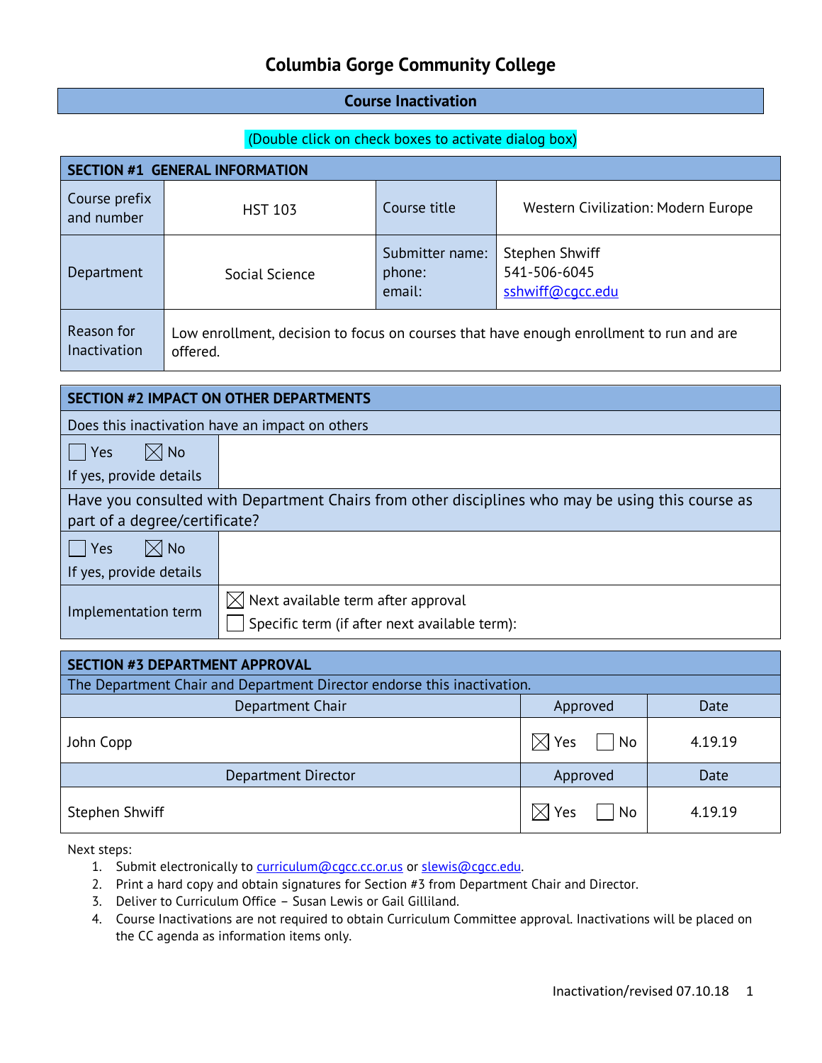# Columbia Gorge Community College

## Course Inactivation

(Double click on check boxes to activate dialog box)

| SECTION #1 GENERAL INFORMATION | | | |
|---|---|---|---|
| Course prefix and number | HST 103 | Course title | Western Civilization: Modern Europe |
| Department | Social Science | Submitter name: phone: email: | Stephen Shwiff 541-506-6045 sshwiff@cgcc.edu |
| Reason for Inactivation | Low enrollment, decision to focus on courses that have enough enrollment to run and are offered. | | |

| SECTION #2 IMPACT ON OTHER DEPARTMENTS | |
|---|---|
| Does this inactivation have an impact on others | |
| ☐ Yes ☒ No If yes, provide details | |
| Have you consulted with Department Chairs from other disciplines who may be using this course as part of a degree/certificate? | |
| ☐ Yes ☒ No If yes, provide details | |
| Implementation term | ☒ Next available term after approval ☐ Specific term (if after next available term): |

| SECTION #3 DEPARTMENT APPROVAL | | |
|---|---|---|
| The Department Chair and Department Director endorse this inactivation. | | |
| Department Chair | Approved | Date |
| John Copp | ☒ Yes ☐ No | 4.19.19 |
| Department Director | Approved | Date |
| Stephen Shwiff | ☒ Yes ☐ No | 4.19.19 |

Next steps:

1. Submit electronically to curriculum@cgcc.cc.or.us or slewis@cgcc.edu.
2. Print a hard copy and obtain signatures for Section #3 from Department Chair and Director.
3. Deliver to Curriculum Office – Susan Lewis or Gail Gilliland.
4. Course Inactivations are not required to obtain Curriculum Committee approval. Inactivations will be placed on the CC agenda as information items only.

Inactivation/revised 07.10.18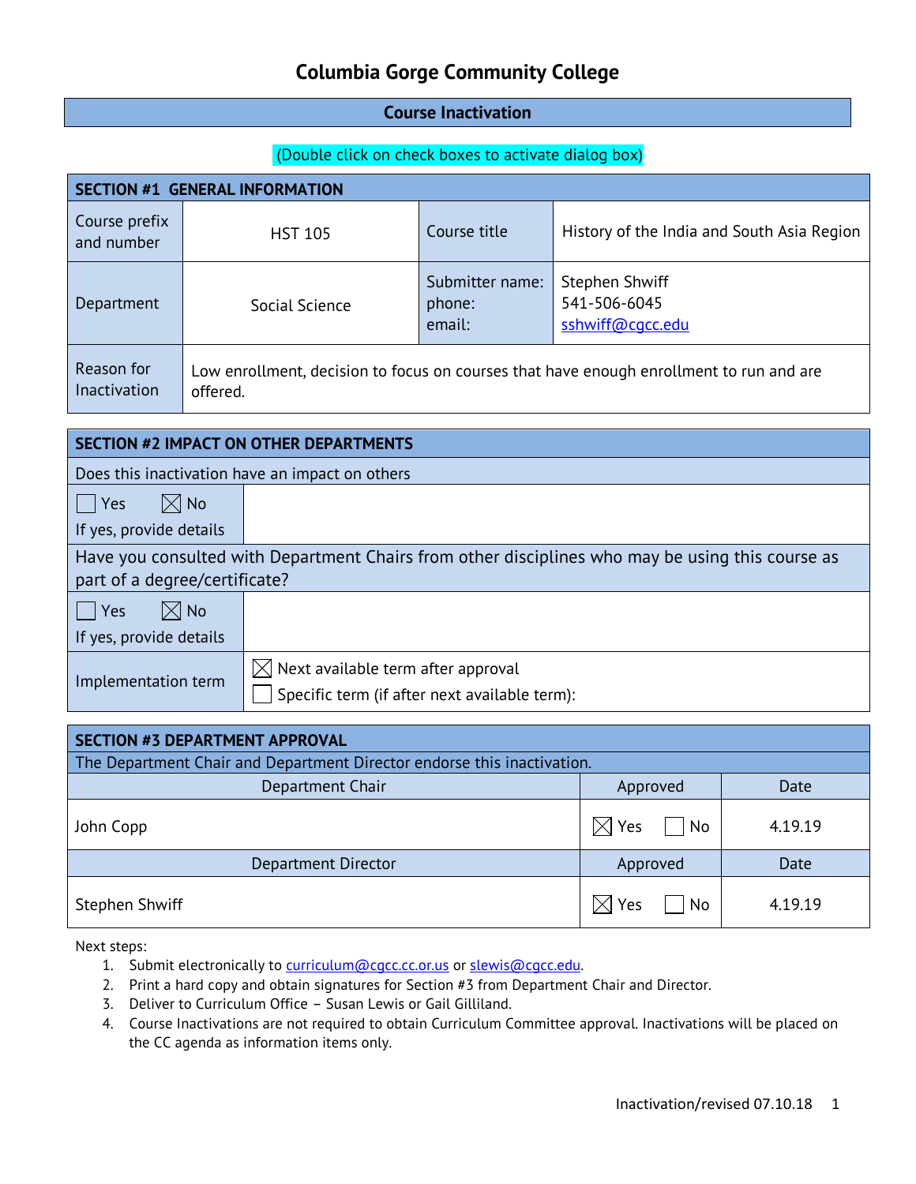# Columbia Gorge Community College

## Course Inactivation

(Double click on check boxes to activate dialog box)

| SECTION #1 GENERAL INFORMATION | | | |
|---|---|---|---|
| Course prefix and number | HST 105 | Course title | History of the India and South Asia Region |
| Department | Social Science | Submitter name: phone: email: | Stephen Shwiff 541-506-6045 sshwiff@cgcc.edu |
| Reason for Inactivation | Low enrollment, decision to focus on courses that have enough enrollment to run and are offered. | | |

| SECTION #2 IMPACT ON OTHER DEPARTMENTS | |
|---|---|
| Does this inactivation have an impact on others | |
| ☐ Yes ☒ No If yes, provide details | |
| Have you consulted with Department Chairs from other disciplines who may be using this course as part of a degree/certificate? | |
| ☐ Yes ☒ No If yes, provide details | |
| Implementation term | ☒ Next available term after approval<br>☐ Specific term (if after next available term): |

| SECTION #3 DEPARTMENT APPROVAL | | |
|---|---|---|
| The Department Chair and Department Director endorse this inactivation. | | |
| Department Chair | Approved | Date |
| John Copp | ☒ Yes ☐ No | 4.19.19 |
| Department Director | Approved | Date |
| Stephen Shwiff | ☒ Yes ☐ No | 4.19.19 |

Next steps:

1. Submit electronically to curriculum@cgcc.cc.or.us or slewis@cgcc.edu.
2. Print a hard copy and obtain signatures for Section #3 from Department Chair and Director.
3. Deliver to Curriculum Office – Susan Lewis or Gail Gilliland.
4. Course Inactivations are not required to obtain Curriculum Committee approval. Inactivations will be placed on the CC agenda as information items only.

Inactivation/revised 07.10.18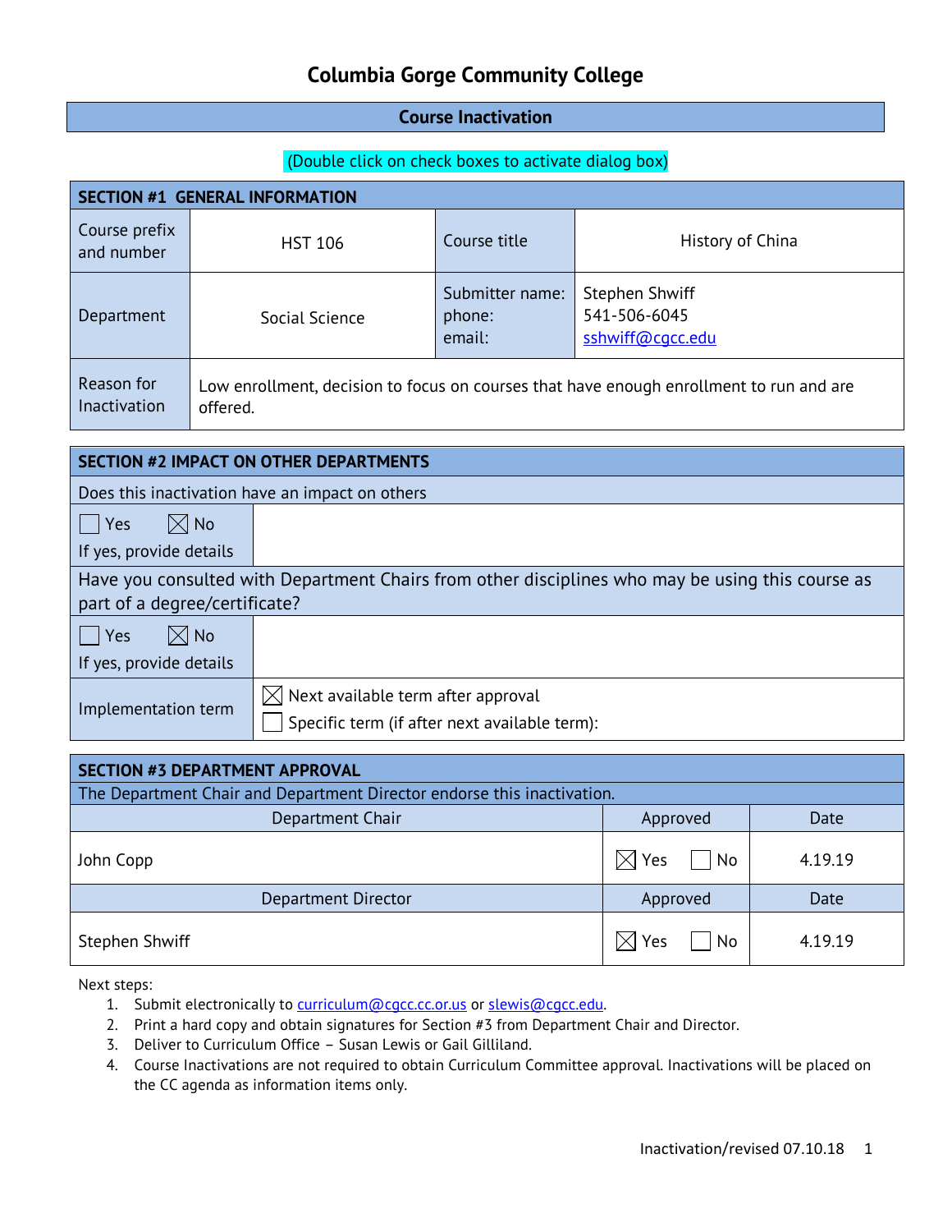# Columbia Gorge Community College

## Course Inactivation

(Double click on check boxes to activate dialog box)

| SECTION #1 GENERAL INFORMATION | | | |
|---|---|---|---|
| Course prefix and number | HST 106 | Course title | History of China |
| Department | Social Science | Submitter name: phone: email: | Stephen Shwiff 541-506-6045 sshwiff@cgcc.edu |
| Reason for Inactivation | Low enrollment, decision to focus on courses that have enough enrollment to run and are offered. | | |

| SECTION #2 IMPACT ON OTHER DEPARTMENTS | |
|---|---|
| Does this inactivation have an impact on others | |
| ☐ Yes ☒ No If yes, provide details | |
| Have you consulted with Department Chairs from other disciplines who may be using this course as part of a degree/certificate? | |
| ☐ Yes ☒ No If yes, provide details | |
| Implementation term | ☒ Next available term after approval ☐ Specific term (if after next available term): |

| SECTION #3 DEPARTMENT APPROVAL | | |
|---|---|---|
| The Department Chair and Department Director endorse this inactivation. | | |
| Department Chair | Approved | Date |
| John Copp | ☒ Yes ☐ No | 4.19.19 |
| Department Director | Approved | Date |
| Stephen Shwiff | ☒ Yes ☐ No | 4.19.19 |

Next steps:

1. Submit electronically to curriculum@cgcc.cc.or.us or slewis@cgcc.edu.
2. Print a hard copy and obtain signatures for Section #3 from Department Chair and Director.
3. Deliver to Curriculum Office – Susan Lewis or Gail Gilliland.
4. Course Inactivations are not required to obtain Curriculum Committee approval. Inactivations will be placed on the CC agenda as information items only.

Inactivation/revised 07.10.18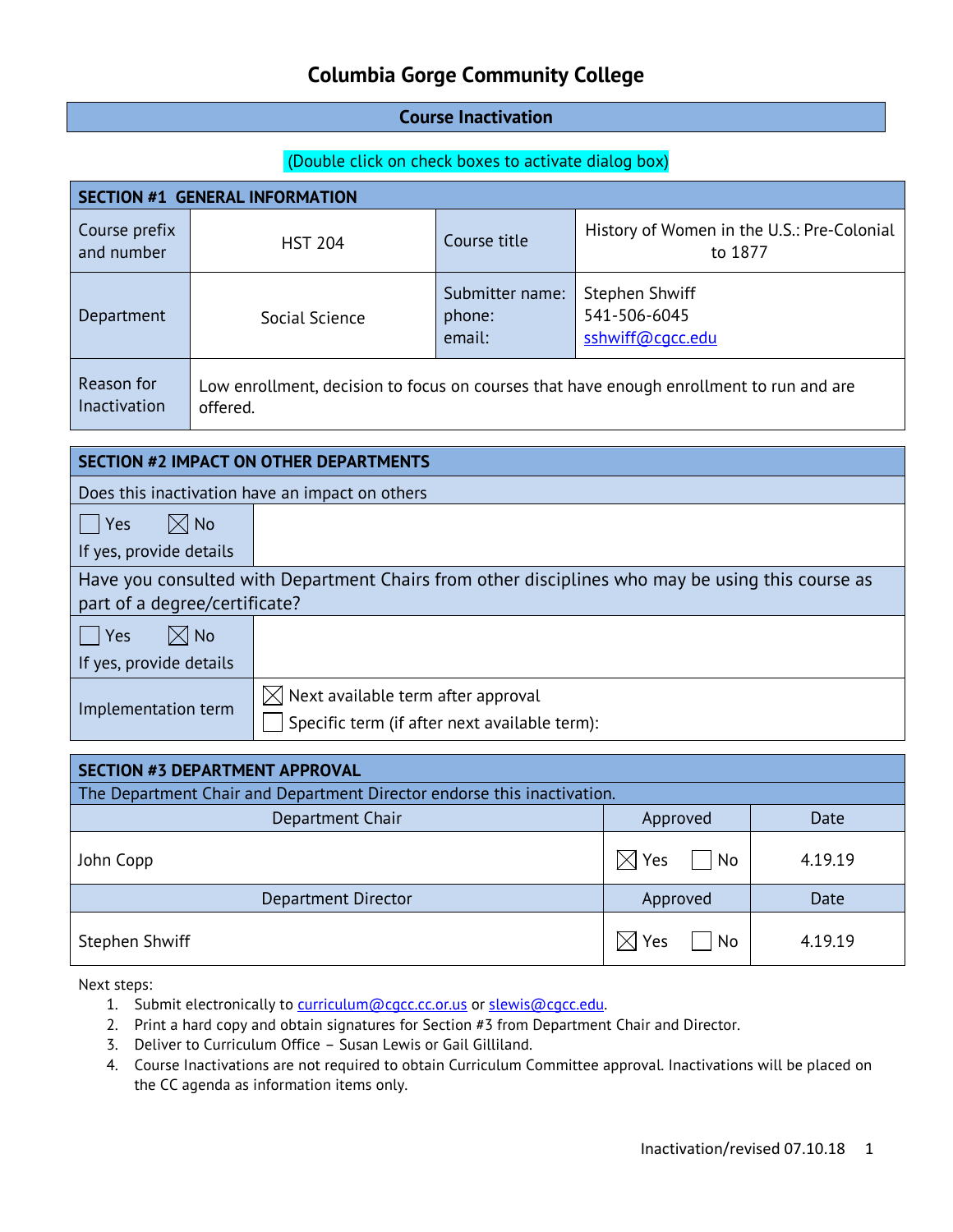# Columbia Gorge Community College

## Course Inactivation

(Double click on check boxes to activate dialog box)

| SECTION #1 GENERAL INFORMATION | | | |
|---|---|---|---|
| Course prefix and number | HST 204 | Course title | History of Women in the U.S.: Pre-Colonial to 1877 |
| Department | Social Science | Submitter name: phone: email: | Stephen Shwiff 541-506-6045 sshwiff@cgcc.edu |
| Reason for Inactivation | Low enrollment, decision to focus on courses that have enough enrollment to run and are offered. | | |

| SECTION #2 IMPACT ON OTHER DEPARTMENTS | |
|---|---|
| Does this inactivation have an impact on others | |
| ☐ Yes ☒ No<br>If yes, provide details | |
| Have you consulted with Department Chairs from other disciplines who may be using this course as part of a degree/certificate? | |
| ☐ Yes ☒ No<br>If yes, provide details | |
| Implementation term | ☒ Next available term after approval<br>☐ Specific term (if after next available term): |

| SECTION #3 DEPARTMENT APPROVAL | | |
|---|---|---|
| The Department Chair and Department Director endorse this inactivation. | | |
| Department Chair | Approved | Date |
| John Copp | ☒ Yes ☐ No | 4.19.19 |
| Department Director | Approved | Date |
| Stephen Shwiff | ☒ Yes ☐ No | 4.19.19 |

Next steps:

1. Submit electronically to curriculum@cgcc.cc.or.us or slewis@cgcc.edu.
2. Print a hard copy and obtain signatures for Section #3 from Department Chair and Director.
3. Deliver to Curriculum Office – Susan Lewis or Gail Gilliland.
4. Course Inactivations are not required to obtain Curriculum Committee approval. Inactivations will be placed on the CC agenda as information items only.

Inactivation/revised 07.10.18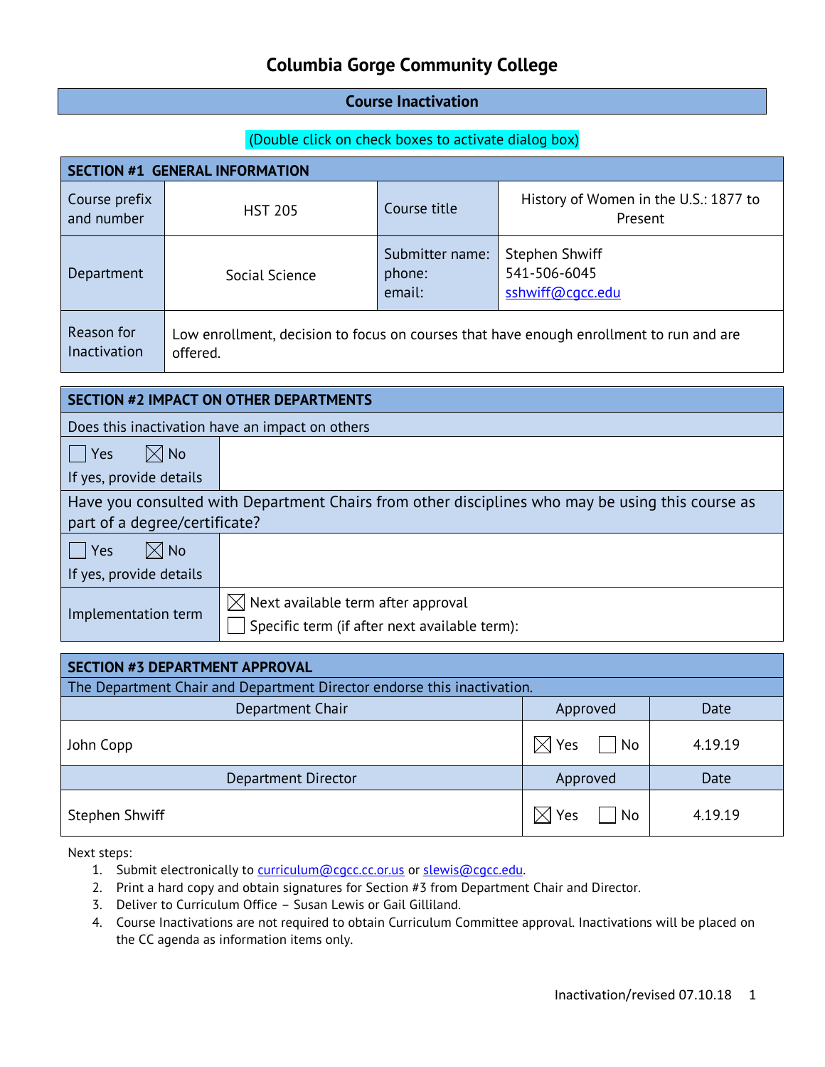# Columbia Gorge Community College

## Course Inactivation

(Double click on check boxes to activate dialog box)

| SECTION #1 GENERAL INFORMATION | | | |
|---|---|---|---|
| Course prefix and number | HST 205 | Course title | History of Women in the U.S.: 1877 to Present |
| Department | Social Science | Submitter name:<br>phone:<br>email: | Stephen Shwiff<br>541-506-6045<br>sshwiff@cgcc.edu |
| Reason for Inactivation | Low enrollment, decision to focus on courses that have enough enrollment to run and are offered. | | |

| SECTION #2 IMPACT ON OTHER DEPARTMENTS | |
|---|---|
| Does this inactivation have an impact on others | |
| ☐ Yes ☒ No<br>If yes, provide details | |
| Have you consulted with Department Chairs from other disciplines who may be using this course as part of a degree/certificate? | |
| ☐ Yes ☒ No<br>If yes, provide details | |
| Implementation term | ☒ Next available term after approval<br>☐ Specific term (if after next available term): |

| SECTION #3 DEPARTMENT APPROVAL | | |
|---|---|---|
| The Department Chair and Department Director endorse this inactivation. | | |
| Department Chair | Approved | Date |
| John Copp | ☒ Yes ☐ No | 4.19.19 |
| Department Director | Approved | Date |
| Stephen Shwiff | ☒ Yes ☐ No | 4.19.19 |

Next steps:

1. Submit electronically to curriculum@cgcc.cc.or.us or slewis@cgcc.edu.
2. Print a hard copy and obtain signatures for Section #3 from Department Chair and Director.
3. Deliver to Curriculum Office – Susan Lewis or Gail Gilliland.
4. Course Inactivations are not required to obtain Curriculum Committee approval. Inactivations will be placed on the CC agenda as information items only.

Inactivation/revised 07.10.18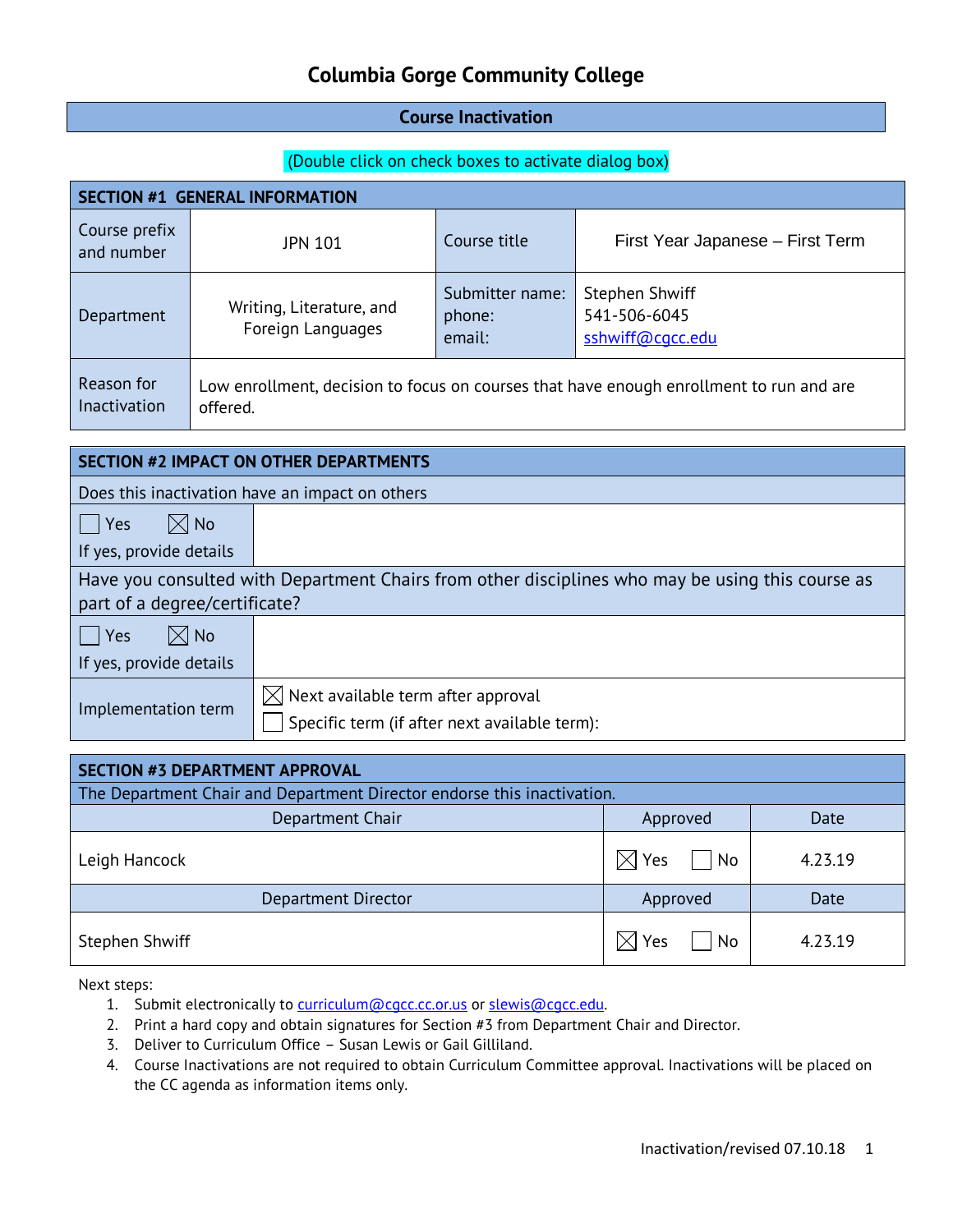# Columbia Gorge Community College

## Course Inactivation

(Double click on check boxes to activate dialog box)

| SECTION #1 GENERAL INFORMATION | | | |
|---|---|---|---|
| Course prefix and number | JPN 101 | Course title | First Year Japanese – First Term |
| Department | Writing, Literature, and Foreign Languages | Submitter name: phone: email: | Stephen Shwiff 541-506-6045 sshwiff@cgcc.edu |
| Reason for Inactivation | Low enrollment, decision to focus on courses that have enough enrollment to run and are offered. | | |

| SECTION #2 IMPACT ON OTHER DEPARTMENTS | |
|---|---|
| Does this inactivation have an impact on others | |
| ☐ Yes ☒ No<br>If yes, provide details | |
| Have you consulted with Department Chairs from other disciplines who may be using this course as part of a degree/certificate? | |
| ☐ Yes ☒ No<br>If yes, provide details | |
| Implementation term | ☒ Next available term after approval<br>☐ Specific term (if after next available term): |

| SECTION #3 DEPARTMENT APPROVAL | | |
|---|---|---|
| The Department Chair and Department Director endorse this inactivation. | | |
| Department Chair | Approved | Date |
| Leigh Hancock | ☒ Yes ☐ No | 4.23.19 |
| Department Director | Approved | Date |
| Stephen Shwiff | ☒ Yes ☐ No | 4.23.19 |

Next steps:

1. Submit electronically to curriculum@cgcc.cc.or.us or slewis@cgcc.edu.
2. Print a hard copy and obtain signatures for Section #3 from Department Chair and Director.
3. Deliver to Curriculum Office – Susan Lewis or Gail Gilliland.
4. Course Inactivations are not required to obtain Curriculum Committee approval. Inactivations will be placed on the CC agenda as information items only.

Inactivation/revised 07.10.18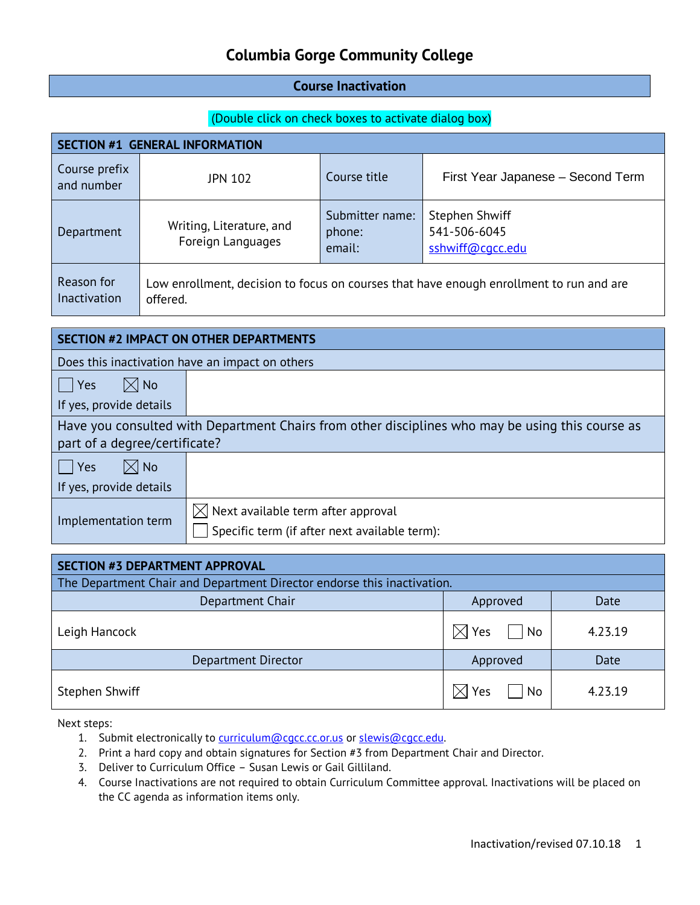# Columbia Gorge Community College

## Course Inactivation

(Double click on check boxes to activate dialog box)

| SECTION #1 GENERAL INFORMATION | | | |
|---|---|---|---|
| Course prefix and number | JPN 102 | Course title | First Year Japanese – Second Term |
| Department | Writing, Literature, and Foreign Languages | Submitter name:<br>phone:<br>email: | Stephen Shwiff<br>541-506-6045<br>sshwiff@cgcc.edu |
| Reason for Inactivation | Low enrollment, decision to focus on courses that have enough enrollment to run and are offered. | | |

| SECTION #2 IMPACT ON OTHER DEPARTMENTS | |
|---|---|
| Does this inactivation have an impact on others | |
| ☐ Yes ☒ No<br>If yes, provide details | |
| Have you consulted with Department Chairs from other disciplines who may be using this course as part of a degree/certificate? | |
| ☐ Yes ☒ No<br>If yes, provide details | |
| Implementation term | ☒ Next available term after approval<br>☐ Specific term (if after next available term): |

| SECTION #3 DEPARTMENT APPROVAL | | |
|---|---|---|
| The Department Chair and Department Director endorse this inactivation. | | |
| Department Chair | Approved | Date |
| Leigh Hancock | ☒ Yes ☐ No | 4.23.19 |
| Department Director | Approved | Date |
| Stephen Shwiff | ☒ Yes ☐ No | 4.23.19 |

Next steps:

1. Submit electronically to curriculum@cgcc.cc.or.us or slewis@cgcc.edu.
2. Print a hard copy and obtain signatures for Section #3 from Department Chair and Director.
3. Deliver to Curriculum Office – Susan Lewis or Gail Gilliland.
4. Course Inactivations are not required to obtain Curriculum Committee approval. Inactivations will be placed on the CC agenda as information items only.

Inactivation/revised 07.10.18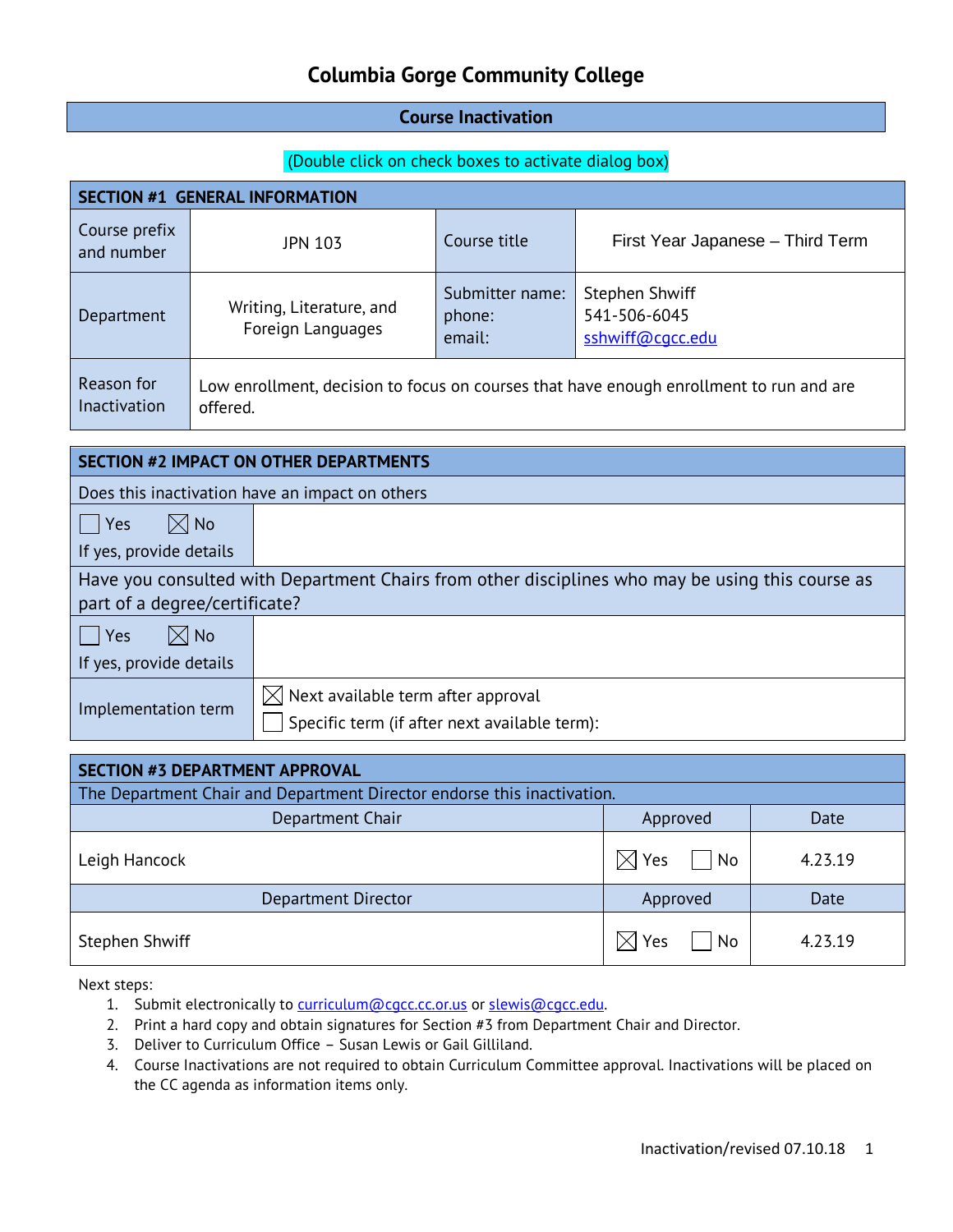# Columbia Gorge Community College

## Course Inactivation

(Double click on check boxes to activate dialog box)

| SECTION #1 GENERAL INFORMATION | | | |
|---|---|---|---|
| Course prefix and number | JPN 103 | Course title | First Year Japanese – Third Term |
| Department | Writing, Literature, and Foreign Languages | Submitter name: phone: email: | Stephen Shwiff 541-506-6045 sshwiff@cgcc.edu |
| Reason for Inactivation | Low enrollment, decision to focus on courses that have enough enrollment to run and are offered. | | |

| SECTION #2 IMPACT ON OTHER DEPARTMENTS | |
|---|---|
| Does this inactivation have an impact on others | |
| ☐ Yes ☒ No<br>If yes, provide details | |
| Have you consulted with Department Chairs from other disciplines who may be using this course as part of a degree/certificate? | |
| ☐ Yes ☒ No<br>If yes, provide details | |
| Implementation term | ☒ Next available term after approval<br>☐ Specific term (if after next available term): |

| SECTION #3 DEPARTMENT APPROVAL | | |
|---|---|---|
| The Department Chair and Department Director endorse this inactivation. | | |
| Department Chair | Approved | Date |
| Leigh Hancock | ☒ Yes ☐ No | 4.23.19 |
| Department Director | Approved | Date |
| Stephen Shwiff | ☒ Yes ☐ No | 4.23.19 |

Next steps:

1. Submit electronically to curriculum@cgcc.cc.or.us or slewis@cgcc.edu.
2. Print a hard copy and obtain signatures for Section #3 from Department Chair and Director.
3. Deliver to Curriculum Office – Susan Lewis or Gail Gilliland.
4. Course Inactivations are not required to obtain Curriculum Committee approval. Inactivations will be placed on the CC agenda as information items only.

Inactivation/revised 07.10.18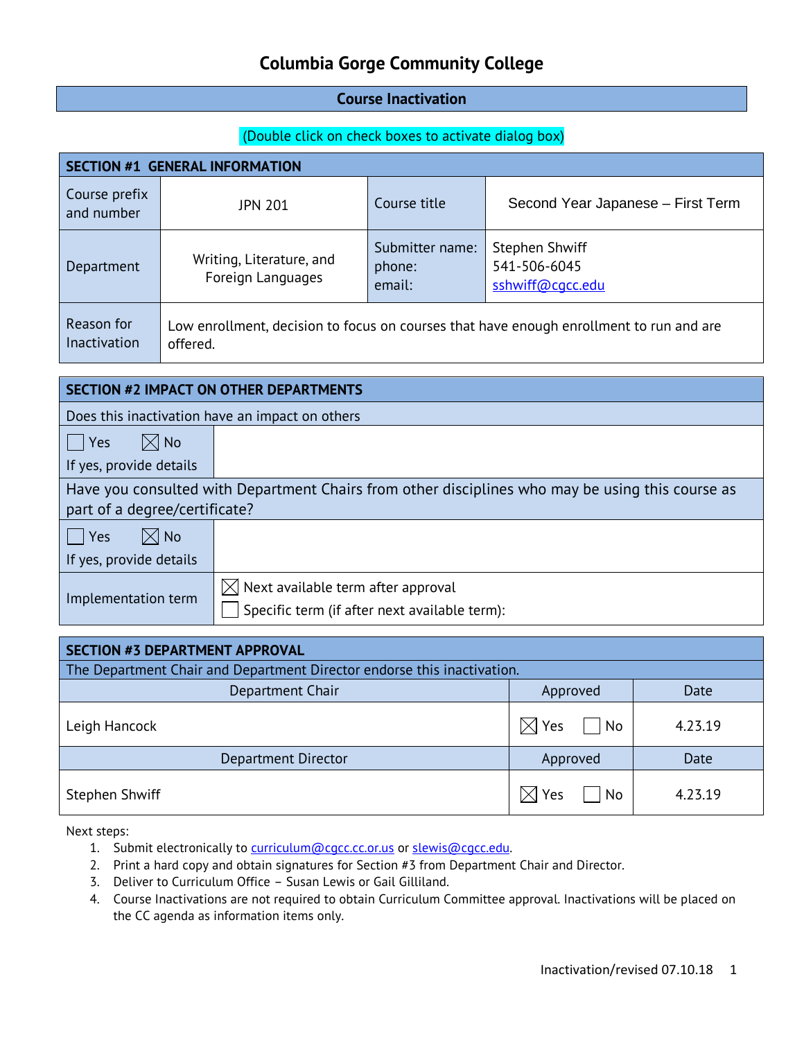# Columbia Gorge Community College

## Course Inactivation

(Double click on check boxes to activate dialog box)

| SECTION #1 GENERAL INFORMATION | | | |
|---|---|---|---|
| Course prefix and number | JPN 201 | Course title | Second Year Japanese – First Term |
| Department | Writing, Literature, and Foreign Languages | Submitter name:<br>phone:<br>email: | Stephen Shwiff<br>541-506-6045<br>sshwiff@cgcc.edu |
| Reason for Inactivation | Low enrollment, decision to focus on courses that have enough enrollment to run and are offered. | | |

| SECTION #2 IMPACT ON OTHER DEPARTMENTS | |
|---|---|
| Does this inactivation have an impact on others | |
| ☐ Yes ☒ No<br>If yes, provide details | |
| Have you consulted with Department Chairs from other disciplines who may be using this course as part of a degree/certificate? | |
| ☐ Yes ☒ No<br>If yes, provide details | |
| Implementation term | ☒ Next available term after approval<br>☐ Specific term (if after next available term): |

| SECTION #3 DEPARTMENT APPROVAL | | |
|---|---|---|
| The Department Chair and Department Director endorse this inactivation. | | |
| Department Chair | Approved | Date |
| Leigh Hancock | ☒ Yes ☐ No | 4.23.19 |
| Department Director | Approved | Date |
| Stephen Shwiff | ☒ Yes ☐ No | 4.23.19 |

Next steps:

1. Submit electronically to curriculum@cgcc.cc.or.us or slewis@cgcc.edu.
2. Print a hard copy and obtain signatures for Section #3 from Department Chair and Director.
3. Deliver to Curriculum Office – Susan Lewis or Gail Gilliland.
4. Course Inactivations are not required to obtain Curriculum Committee approval. Inactivations will be placed on the CC agenda as information items only.

Inactivation/revised 07.10.18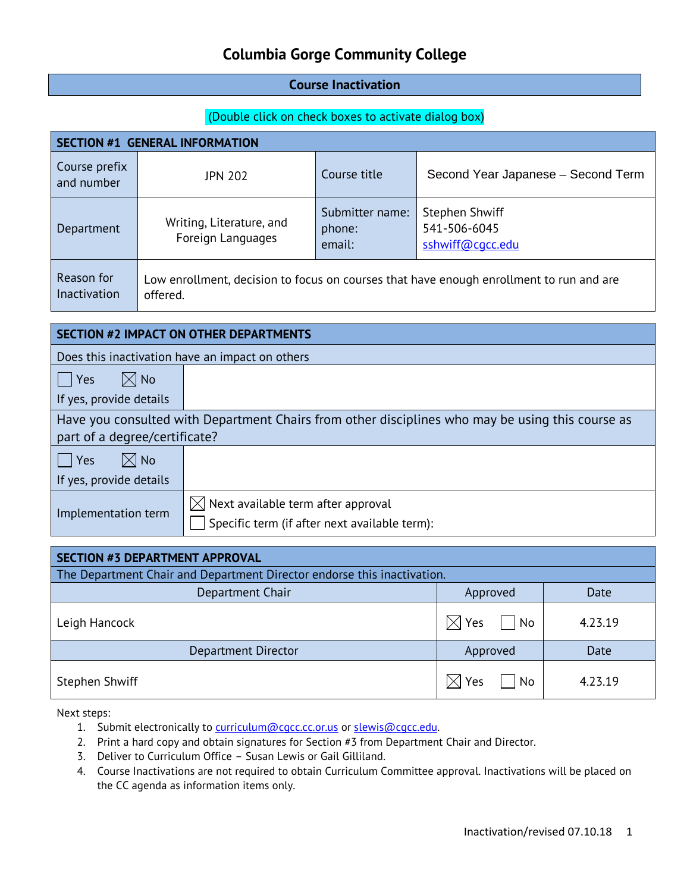# Columbia Gorge Community College

## Course Inactivation

(Double click on check boxes to activate dialog box)

| SECTION #1 GENERAL INFORMATION | | | |
|---|---|---|---|
| Course prefix and number | JPN 202 | Course title | Second Year Japanese – Second Term |
| Department | Writing, Literature, and Foreign Languages | Submitter name:<br>phone:<br>email: | Stephen Shwiff<br>541-506-6045<br>sshwiff@cgcc.edu |
| Reason for Inactivation | Low enrollment, decision to focus on courses that have enough enrollment to run and are offered. | | |

| SECTION #2 IMPACT ON OTHER DEPARTMENTS | |
|---|---|
| Does this inactivation have an impact on others | |
| ☐ Yes ☒ No<br>If yes, provide details | |
| Have you consulted with Department Chairs from other disciplines who may be using this course as part of a degree/certificate? | |
| ☐ Yes ☒ No<br>If yes, provide details | |
| Implementation term | ☒ Next available term after approval<br>☐ Specific term (if after next available term): |

| SECTION #3 DEPARTMENT APPROVAL | | |
|---|---|---|
| The Department Chair and Department Director endorse this inactivation. | | |
| Department Chair | Approved | Date |
| Leigh Hancock | ☒ Yes ☐ No | 4.23.19 |
| Department Director | Approved | Date |
| Stephen Shwiff | ☒ Yes ☐ No | 4.23.19 |

Next steps:

1. Submit electronically to curriculum@cgcc.cc.or.us or slewis@cgcc.edu.
2. Print a hard copy and obtain signatures for Section #3 from Department Chair and Director.
3. Deliver to Curriculum Office – Susan Lewis or Gail Gilliland.
4. Course Inactivations are not required to obtain Curriculum Committee approval. Inactivations will be placed on the CC agenda as information items only.

Inactivation/revised 07.10.18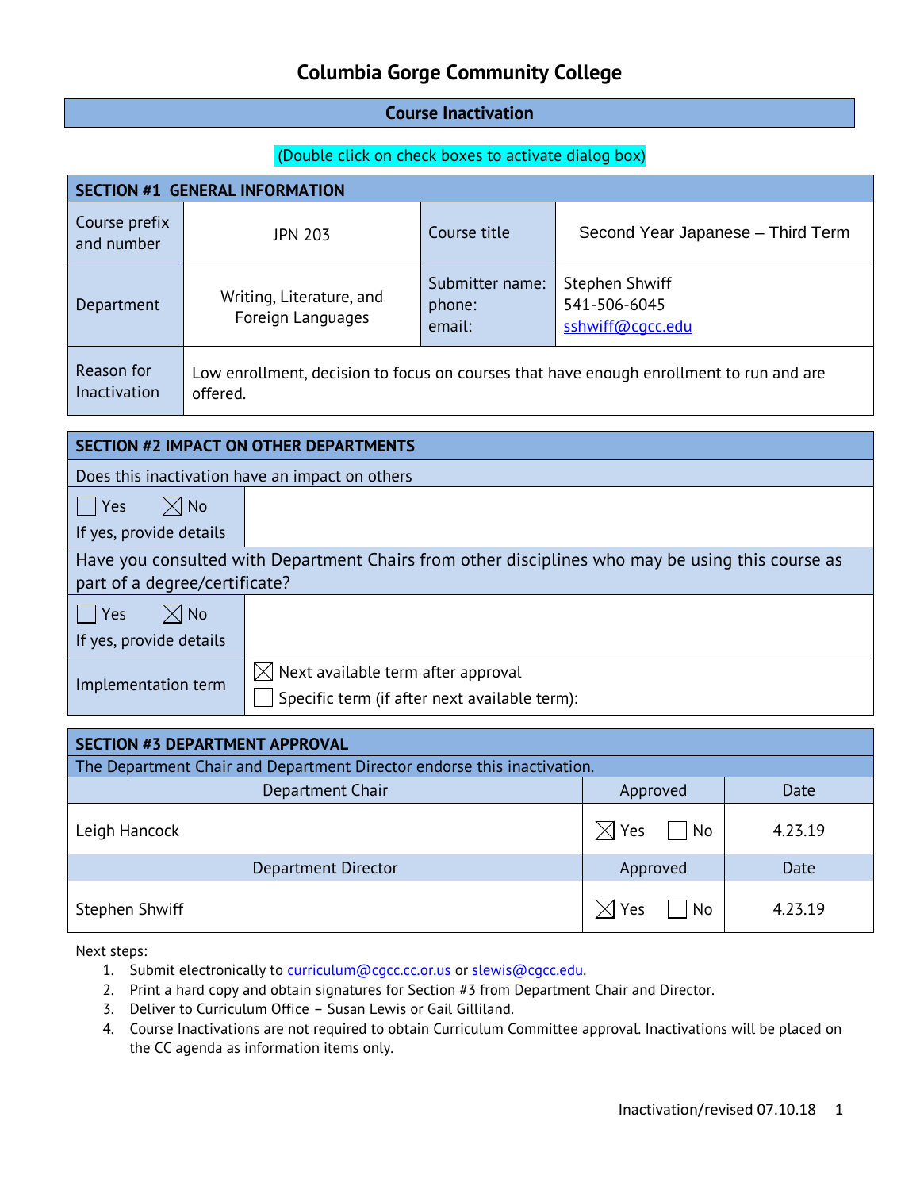# Columbia Gorge Community College

## Course Inactivation

(Double click on check boxes to activate dialog box)

| SECTION #1 GENERAL INFORMATION | | | |
|---|---|---|---|
| Course prefix and number | JPN 203 | Course title | Second Year Japanese – Third Term |
| Department | Writing, Literature, and Foreign Languages | Submitter name: phone: email: | Stephen Shwiff 541-506-6045 sshwiff@cgcc.edu |
| Reason for Inactivation | Low enrollment, decision to focus on courses that have enough enrollment to run and are offered. | | |

| SECTION #2 IMPACT ON OTHER DEPARTMENTS | |
|---|---|
| Does this inactivation have an impact on others | |
| ☐ Yes ☒ No<br>If yes, provide details | |
| Have you consulted with Department Chairs from other disciplines who may be using this course as part of a degree/certificate? | |
| ☐ Yes ☒ No<br>If yes, provide details | |
| Implementation term | ☒ Next available term after approval<br>☐ Specific term (if after next available term): |

| SECTION #3 DEPARTMENT APPROVAL | | |
|---|---|---|
| The Department Chair and Department Director endorse this inactivation. | | |
| Department Chair | Approved | Date |
| Leigh Hancock | ☒ Yes ☐ No | 4.23.19 |
| Department Director | Approved | Date |
| Stephen Shwiff | ☒ Yes ☐ No | 4.23.19 |

Next steps:

1. Submit electronically to curriculum@cgcc.cc.or.us or slewis@cgcc.edu.
2. Print a hard copy and obtain signatures for Section #3 from Department Chair and Director.
3. Deliver to Curriculum Office – Susan Lewis or Gail Gilliland.
4. Course Inactivations are not required to obtain Curriculum Committee approval. Inactivations will be placed on the CC agenda as information items only.

Inactivation/revised 07.10.18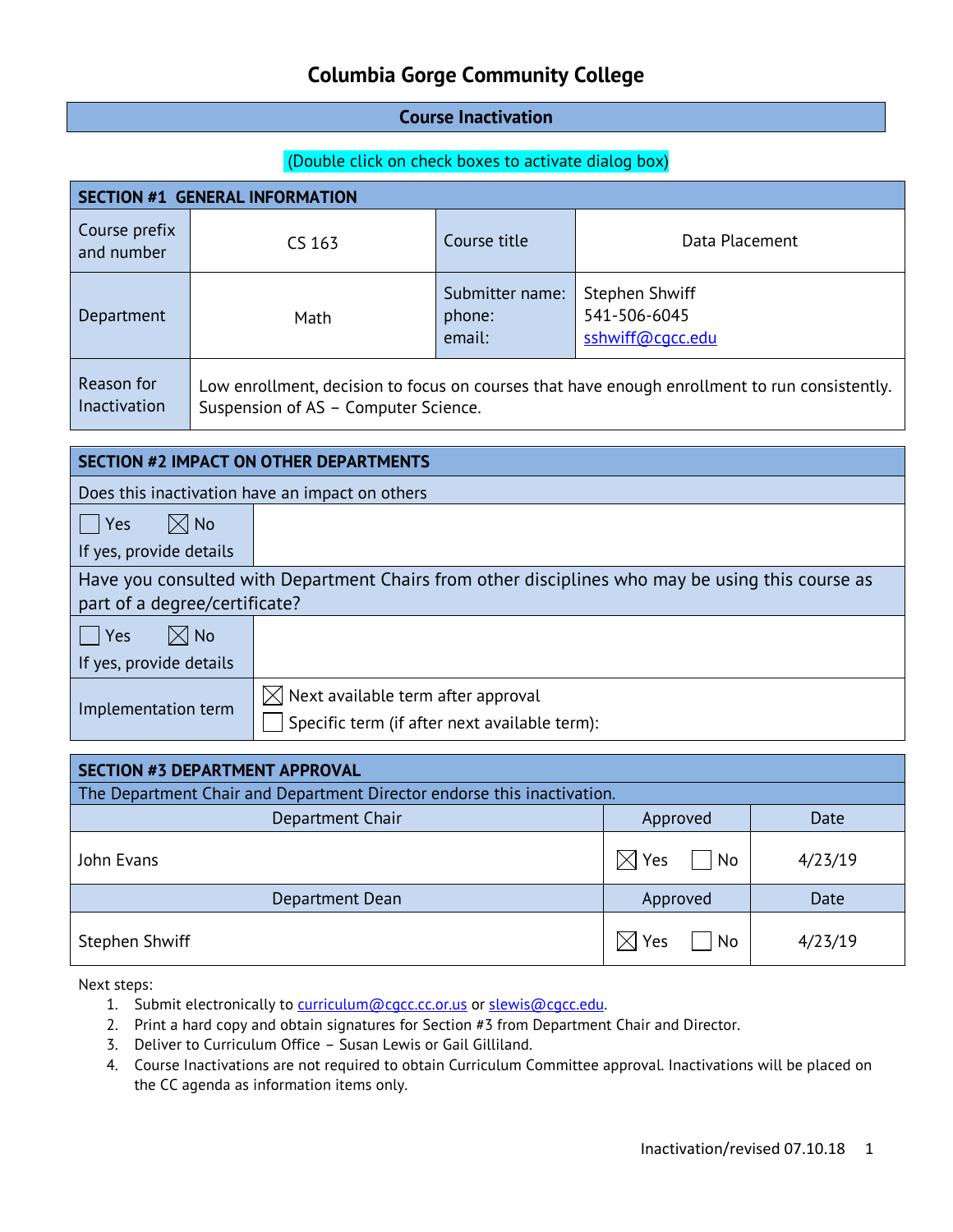# Columbia Gorge Community College

## Course Inactivation

(Double click on check boxes to activate dialog box)

| SECTION #1 GENERAL INFORMATION | | | |
|---|---|---|---|
| Course prefix and number | CS 163 | Course title | Data Placement |
| Department | Math | Submitter name: phone: email: | Stephen Shwiff 541-506-6045 sshwiff@cgcc.edu |
| Reason for Inactivation | Low enrollment, decision to focus on courses that have enough enrollment to run consistently. Suspension of AS – Computer Science. | | |

| SECTION #2 IMPACT ON OTHER DEPARTMENTS | |
|---|---|
| Does this inactivation have an impact on others | |
| ☐ Yes ☒ No If yes, provide details | |
| Have you consulted with Department Chairs from other disciplines who may be using this course as part of a degree/certificate? | |
| ☐ Yes ☒ No If yes, provide details | |
| Implementation term | ☒ Next available term after approval ☐ Specific term (if after next available term): |

| SECTION #3 DEPARTMENT APPROVAL | | |
|---|---|---|
| The Department Chair and Department Director endorse this inactivation. | | |
| Department Chair | Approved | Date |
| John Evans | ☒ Yes ☐ No | 4/23/19 |
| Department Dean | Approved | Date |
| Stephen Shwiff | ☒ Yes ☐ No | 4/23/19 |

Next steps:

1. Submit electronically to curriculum@cgcc.cc.or.us or slewis@cgcc.edu.
2. Print a hard copy and obtain signatures for Section #3 from Department Chair and Director.
3. Deliver to Curriculum Office – Susan Lewis or Gail Gilliland.
4. Course Inactivations are not required to obtain Curriculum Committee approval. Inactivations will be placed on the CC agenda as information items only.

Inactivation/revised 07.10.18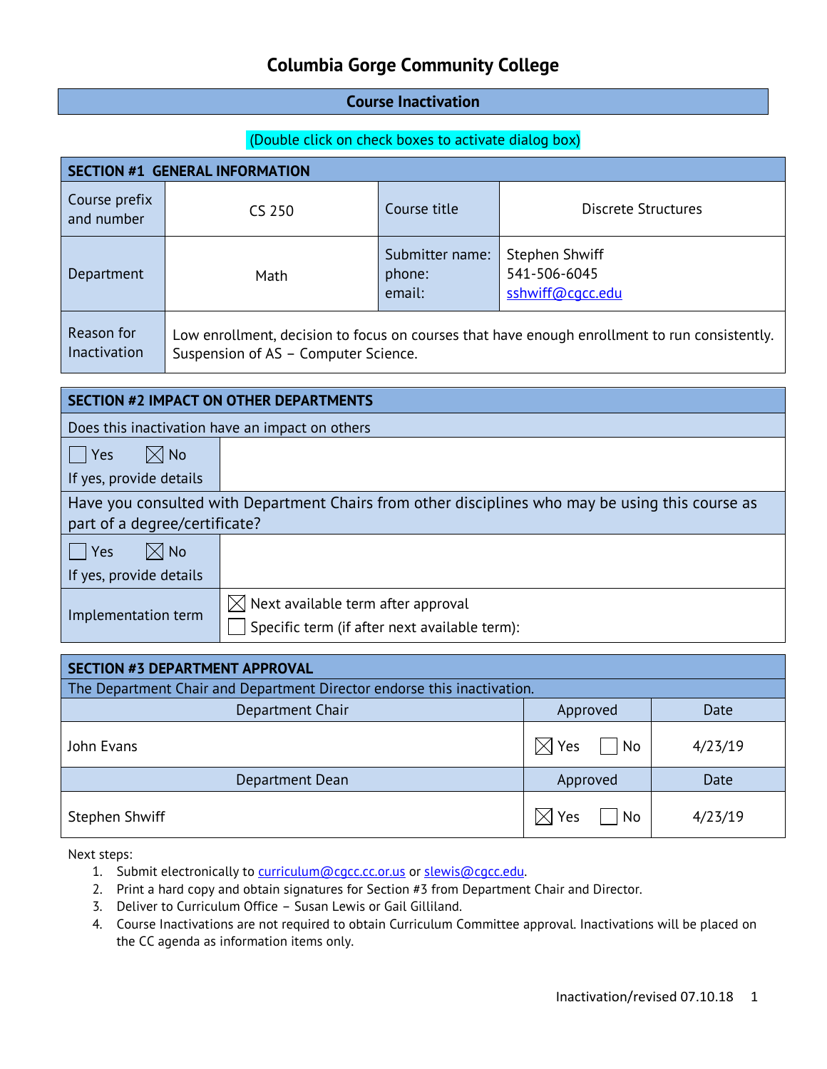# Columbia Gorge Community College

## Course Inactivation

(Double click on check boxes to activate dialog box)

| SECTION #1 GENERAL INFORMATION | | | |
|---|---|---|---|
| Course prefix and number | CS 250 | Course title | Discrete Structures |
| Department | Math | Submitter name:<br>phone:<br>email: | Stephen Shwiff<br>541-506-6045<br>sshwiff@cgcc.edu |
| Reason for Inactivation | Low enrollment, decision to focus on courses that have enough enrollment to run consistently. Suspension of AS – Computer Science. | | |

| SECTION #2 IMPACT ON OTHER DEPARTMENTS | |
|---|---|
| Does this inactivation have an impact on others | |
| ☐ Yes ☒ No<br>If yes, provide details | |
| Have you consulted with Department Chairs from other disciplines who may be using this course as part of a degree/certificate? | |
| ☐ Yes ☒ No<br>If yes, provide details | |
| Implementation term | ☒ Next available term after approval<br>☐ Specific term (if after next available term): |

| SECTION #3 DEPARTMENT APPROVAL | | |
|---|---|---|
| The Department Chair and Department Director endorse this inactivation. | | |
| Department Chair | Approved | Date |
| John Evans | ☒ Yes ☐ No | 4/23/19 |
| Department Dean | Approved | Date |
| Stephen Shwiff | ☒ Yes ☐ No | 4/23/19 |

Next steps:

1. Submit electronically to curriculum@cgcc.cc.or.us or slewis@cgcc.edu.
2. Print a hard copy and obtain signatures for Section #3 from Department Chair and Director.
3. Deliver to Curriculum Office – Susan Lewis or Gail Gilliland.
4. Course Inactivations are not required to obtain Curriculum Committee approval. Inactivations will be placed on the CC agenda as information items only.

Inactivation/revised 07.10.18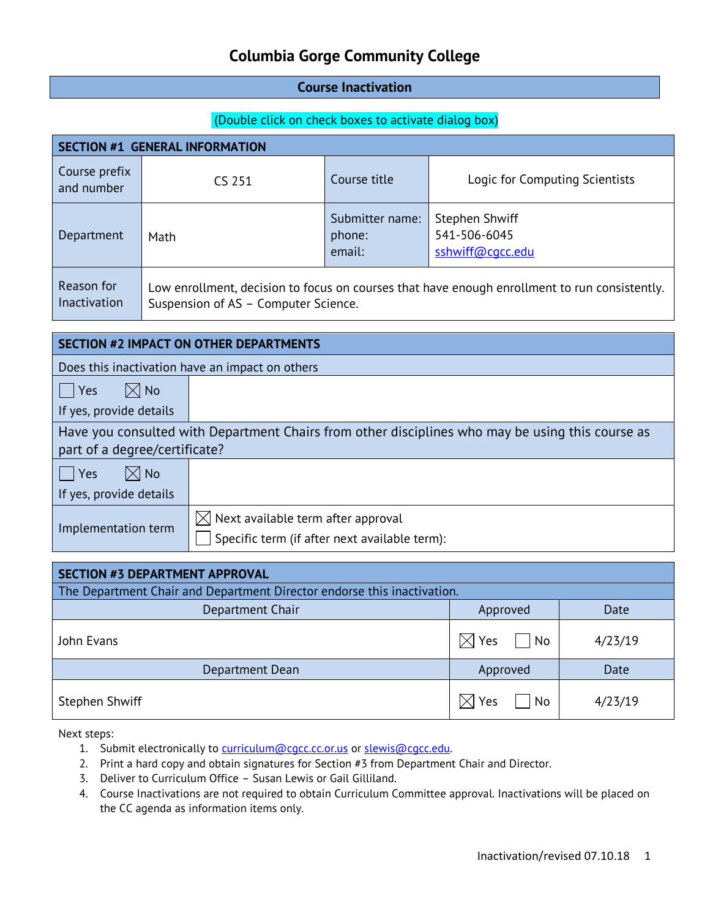# Columbia Gorge Community College

## Course Inactivation

(Double click on check boxes to activate dialog box)

| SECTION #1 GENERAL INFORMATION | | | |
|---|---|---|---|
| Course prefix and number | CS 251 | Course title | Logic for Computing Scientists |
| Department | Math | Submitter name: phone: email: | Stephen Shwiff 541-506-6045 sshwiff@cgcc.edu |
| Reason for Inactivation | Low enrollment, decision to focus on courses that have enough enrollment to run consistently. Suspension of AS – Computer Science. | | |

| SECTION #2 IMPACT ON OTHER DEPARTMENTS | |
|---|---|
| Does this inactivation have an impact on others | |
| ☐ Yes ☒ No If yes, provide details | |
| Have you consulted with Department Chairs from other disciplines who may be using this course as part of a degree/certificate? | |
| ☐ Yes ☒ No If yes, provide details | |
| Implementation term | ☒ Next available term after approval ☐ Specific term (if after next available term): |

| SECTION #3 DEPARTMENT APPROVAL | | |
|---|---|---|
| The Department Chair and Department Director endorse this inactivation. | | |
| Department Chair | Approved | Date |
| John Evans | ☒ Yes ☐ No | 4/23/19 |
| Department Dean | Approved | Date |
| Stephen Shwiff | ☒ Yes ☐ No | 4/23/19 |

Next steps:

1. Submit electronically to curriculum@cgcc.cc.or.us or slewis@cgcc.edu.
2. Print a hard copy and obtain signatures for Section #3 from Department Chair and Director.
3. Deliver to Curriculum Office – Susan Lewis or Gail Gilliland.
4. Course Inactivations are not required to obtain Curriculum Committee approval. Inactivations will be placed on the CC agenda as information items only.

Inactivation/revised 07.10.18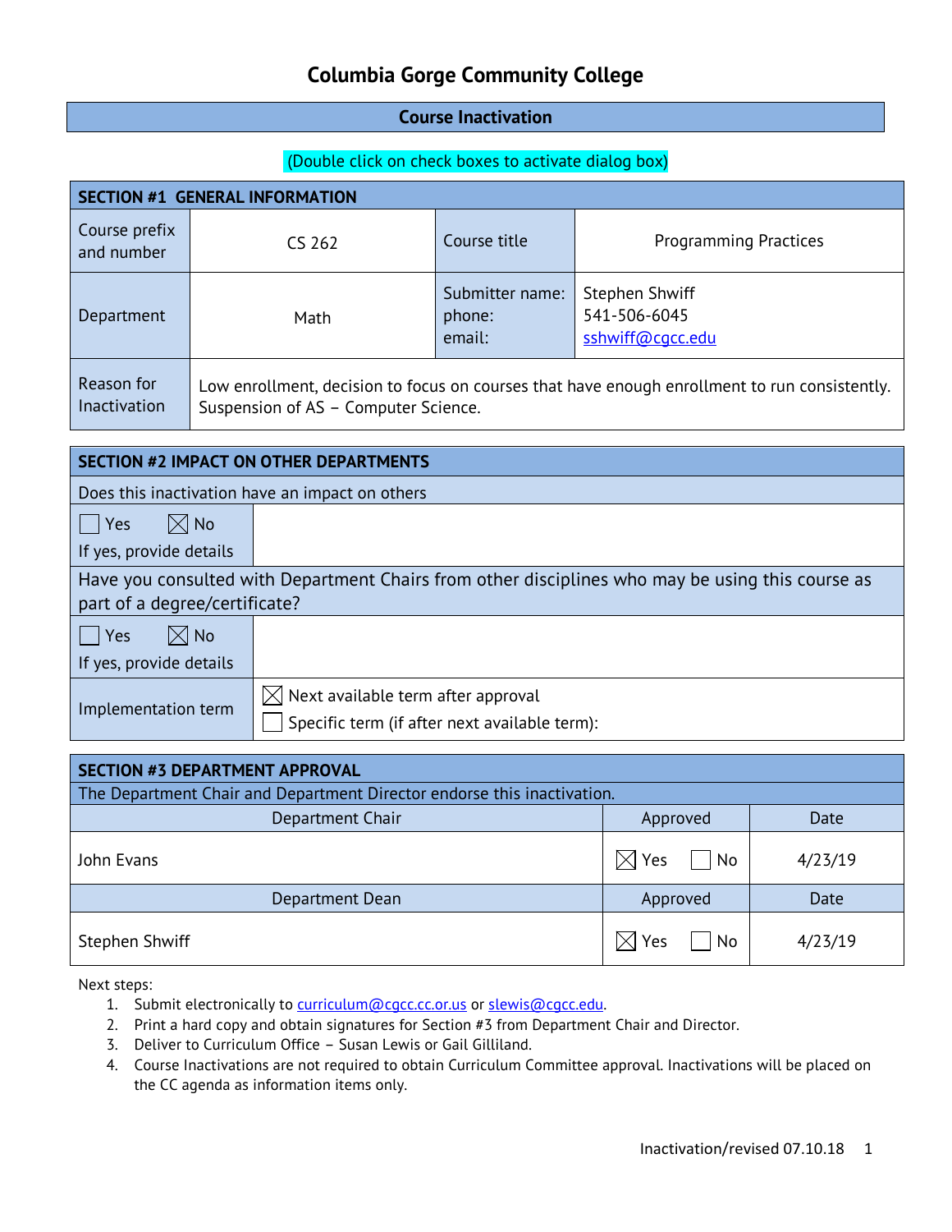# Columbia Gorge Community College

## Course Inactivation

(Double click on check boxes to activate dialog box)

| SECTION #1 GENERAL INFORMATION | | | |
|---|---|---|---|
| Course prefix and number | CS 262 | Course title | Programming Practices |
| Department | Math | Submitter name:<br>phone:<br>email: | Stephen Shwiff<br>541-506-6045<br>sshwiff@cgcc.edu |
| Reason for Inactivation | Low enrollment, decision to focus on courses that have enough enrollment to run consistently. Suspension of AS – Computer Science. | | |

| SECTION #2 IMPACT ON OTHER DEPARTMENTS | |
|---|---|
| Does this inactivation have an impact on others | |
| ☐ Yes ☒ No<br>If yes, provide details | |
| Have you consulted with Department Chairs from other disciplines who may be using this course as part of a degree/certificate? | |
| ☐ Yes ☒ No<br>If yes, provide details | |
| Implementation term | ☒ Next available term after approval<br>☐ Specific term (if after next available term): |

| SECTION #3 DEPARTMENT APPROVAL | | |
|---|---|---|
| The Department Chair and Department Director endorse this inactivation. | | |
| Department Chair | Approved | Date |
| John Evans | ☒ Yes ☐ No | 4/23/19 |
| Department Dean | Approved | Date |
| Stephen Shwiff | ☒ Yes ☐ No | 4/23/19 |

Next steps:

1. Submit electronically to curriculum@cgcc.cc.or.us or slewis@cgcc.edu.
2. Print a hard copy and obtain signatures for Section #3 from Department Chair and Director.
3. Deliver to Curriculum Office – Susan Lewis or Gail Gilliland.
4. Course Inactivations are not required to obtain Curriculum Committee approval. Inactivations will be placed on the CC agenda as information items only.

Inactivation/revised 07.10.18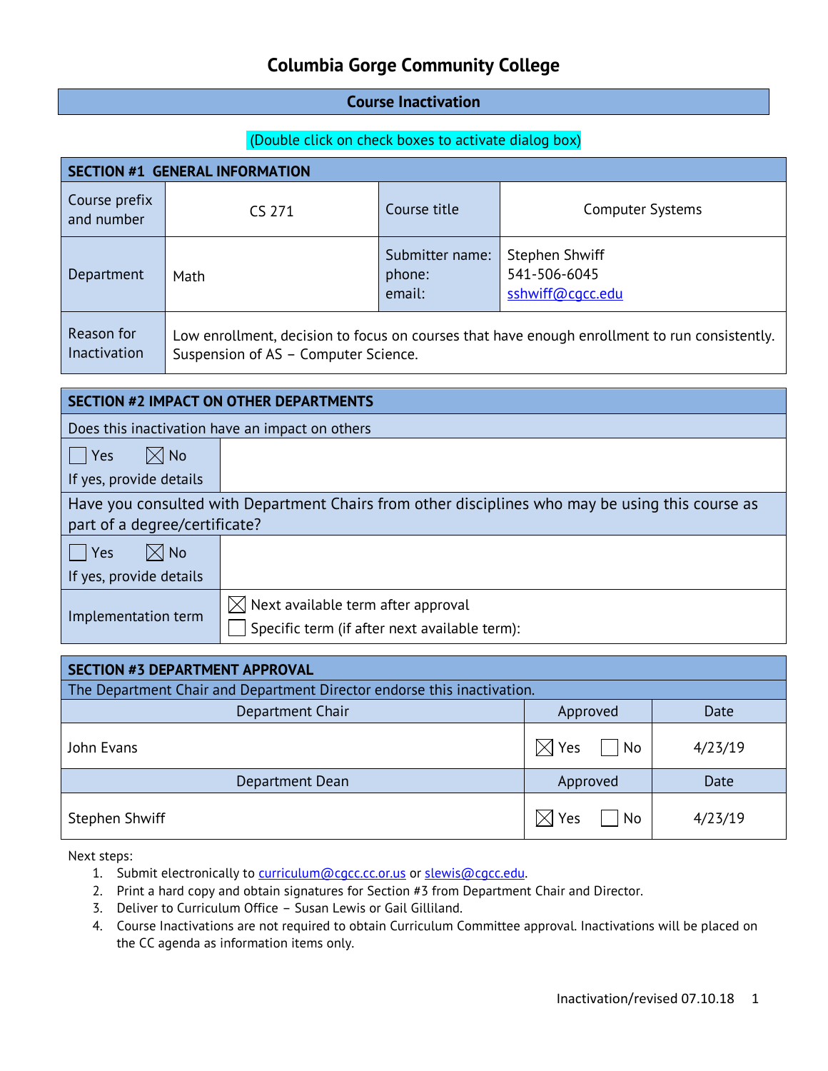# Columbia Gorge Community College

## Course Inactivation

(Double click on check boxes to activate dialog box)

| SECTION #1 GENERAL INFORMATION | | | |
|---|---|---|---|
| Course prefix and number | CS 271 | Course title | Computer Systems |
| Department | Math | Submitter name:<br>phone:<br>email: | Stephen Shwiff<br>541-506-6045<br>sshwiff@cgcc.edu |
| Reason for Inactivation | Low enrollment, decision to focus on courses that have enough enrollment to run consistently. Suspension of AS – Computer Science. | | |

| SECTION #2 IMPACT ON OTHER DEPARTMENTS | |
|---|---|
| Does this inactivation have an impact on others | |
| ☐ Yes ☒ No<br>If yes, provide details | |
| Have you consulted with Department Chairs from other disciplines who may be using this course as part of a degree/certificate? | |
| ☐ Yes ☒ No<br>If yes, provide details | |
| Implementation term | ☒ Next available term after approval<br>☐ Specific term (if after next available term): |

| SECTION #3 DEPARTMENT APPROVAL | | |
|---|---|---|
| The Department Chair and Department Director endorse this inactivation. | | |
| Department Chair | Approved | Date |
| John Evans | ☒ Yes ☐ No | 4/23/19 |
| Department Dean | Approved | Date |
| Stephen Shwiff | ☒ Yes ☐ No | 4/23/19 |

Next steps:

1. Submit electronically to curriculum@cgcc.cc.or.us or slewis@cgcc.edu.
2. Print a hard copy and obtain signatures for Section #3 from Department Chair and Director.
3. Deliver to Curriculum Office – Susan Lewis or Gail Gilliland.
4. Course Inactivations are not required to obtain Curriculum Committee approval. Inactivations will be placed on the CC agenda as information items only.

Inactivation/revised 07.10.18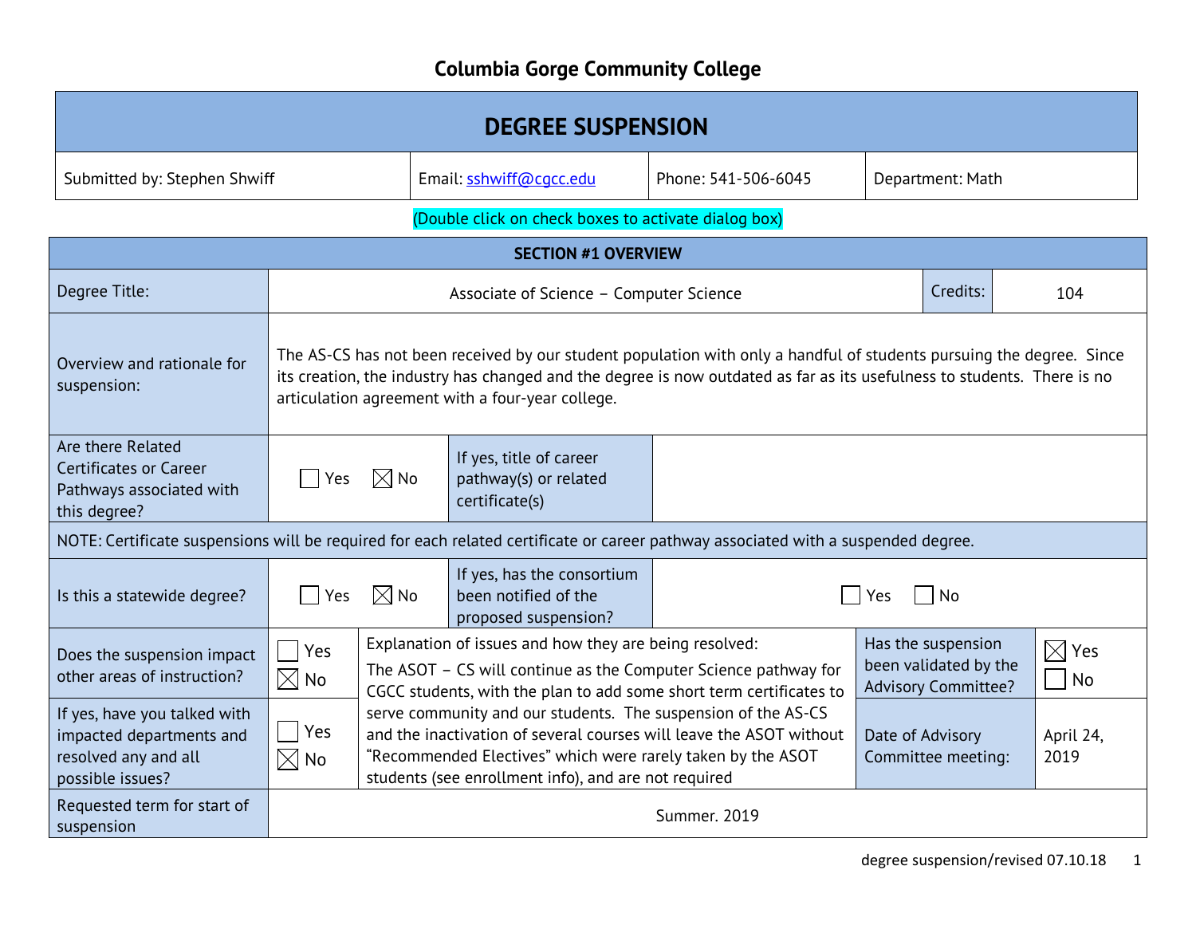# Columbia Gorge Community College

## DEGREE SUSPENSION

| Submitted by: Stephen Shwiff | Email: sshwiff@cgcc.edu | Phone: 541-506-6045 | Department: Math |
|---|---|---|---|

(Double click on check boxes to activate dialog box)

### SECTION #1 OVERVIEW

| Degree Title: | Associate of Science – Computer Science | | | Credits: | 104 |
|---|---|---|---|---|---|
| Overview and rationale for suspension: | The AS-CS has not been received by our student population with only a handful of students pursuing the degree. Since its creation, the industry has changed and the degree is now outdated as far as its usefulness to students. There is no articulation agreement with a four-year college. | | | | |
| Are there Related Certificates or Career Pathways associated with this degree? | ☐ Yes ☒ No | If yes, title of career pathway(s) or related certificate(s) | | | |
| NOTE: Certificate suspensions will be required for each related certificate or career pathway associated with a suspended degree. | | | | | |
| Is this a statewide degree? | ☐ Yes ☒ No | If yes, has the consortium been notified of the proposed suspension? | ☐ Yes ☐ No | | |
| Does the suspension impact other areas of instruction? | ☐ Yes ☒ No | Explanation of issues and how they are being resolved: The ASOT – CS will continue as the Computer Science pathway for CGCC students, with the plan to add some short term certificates to serve community and our students. The suspension of the AS-CS and the inactivation of several courses will leave the ASOT without "Recommended Electives" which were rarely taken by the ASOT students (see enrollment info), and are not required | | Has the suspension been validated by the Advisory Committee? | ☒ Yes ☐ No |
| If yes, have you talked with impacted departments and resolved any and all possible issues? | ☐ Yes ☒ No | | | Date of Advisory Committee meeting: | April 24, 2019 |
| Requested term for start of suspension | Summer. 2019 | | | | |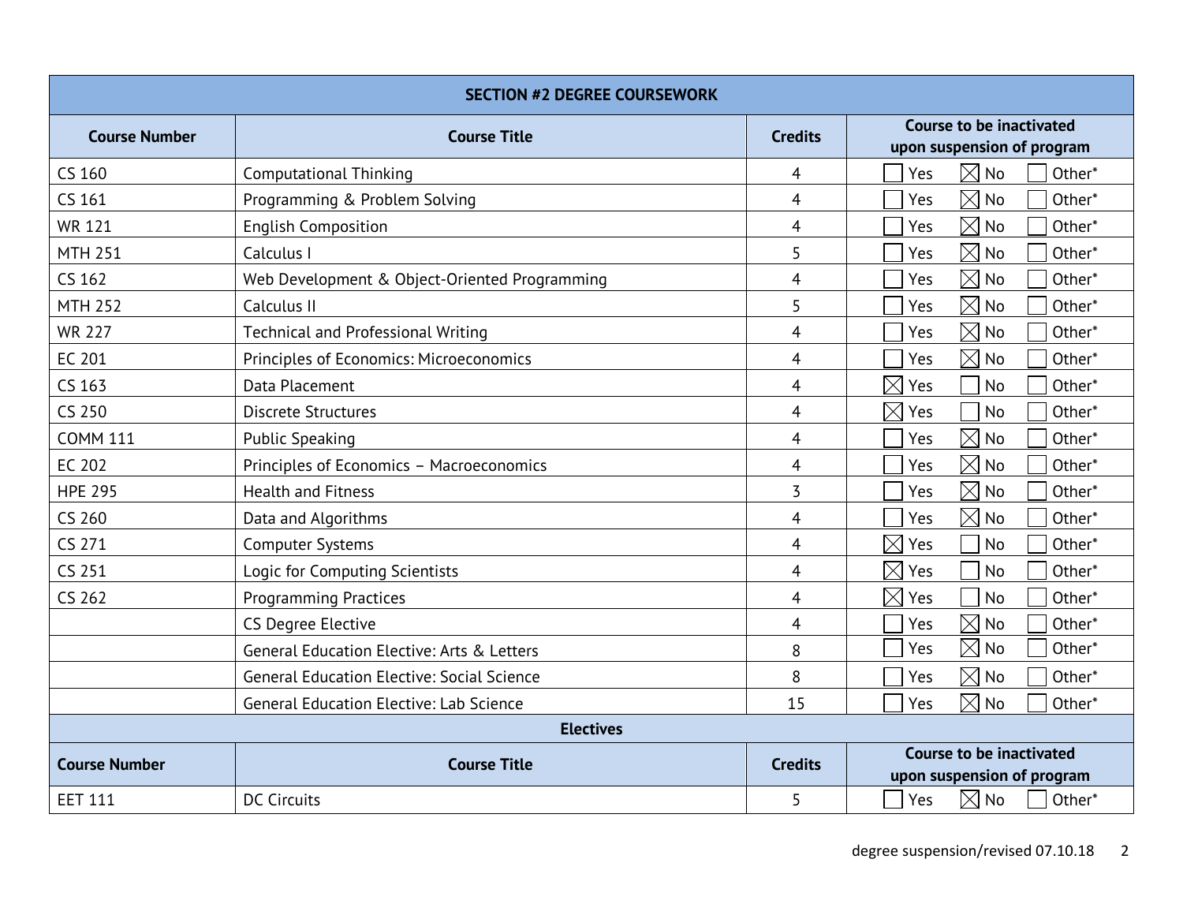| SECTION #2 DEGREE COURSEWORK | | | |
|---|---|---|---|
| **Course Number** | **Course Title** | **Credits** | **Course to be inactivated upon suspension of program** |
| CS 160 | Computational Thinking | 4 | ☐ Yes ☒ No ☐ Other* |
| CS 161 | Programming & Problem Solving | 4 | ☐ Yes ☒ No ☐ Other* |
| WR 121 | English Composition | 4 | ☐ Yes ☒ No ☐ Other* |
| MTH 251 | Calculus I | 5 | ☐ Yes ☒ No ☐ Other* |
| CS 162 | Web Development & Object-Oriented Programming | 4 | ☐ Yes ☒ No ☐ Other* |
| MTH 252 | Calculus II | 5 | ☐ Yes ☒ No ☐ Other* |
| WR 227 | Technical and Professional Writing | 4 | ☐ Yes ☒ No ☐ Other* |
| EC 201 | Principles of Economics: Microeconomics | 4 | ☐ Yes ☒ No ☐ Other* |
| CS 163 | Data Placement | 4 | ☒ Yes ☐ No ☐ Other* |
| CS 250 | Discrete Structures | 4 | ☒ Yes ☐ No ☐ Other* |
| COMM 111 | Public Speaking | 4 | ☐ Yes ☒ No ☐ Other* |
| EC 202 | Principles of Economics – Macroeconomics | 4 | ☐ Yes ☒ No ☐ Other* |
| HPE 295 | Health and Fitness | 3 | ☐ Yes ☒ No ☐ Other* |
| CS 260 | Data and Algorithms | 4 | ☐ Yes ☒ No ☐ Other* |
| CS 271 | Computer Systems | 4 | ☒ Yes ☐ No ☐ Other* |
| CS 251 | Logic for Computing Scientists | 4 | ☒ Yes ☐ No ☐ Other* |
| CS 262 | Programming Practices | 4 | ☒ Yes ☐ No ☐ Other* |
| | CS Degree Elective | 4 | ☐ Yes ☒ No ☐ Other* |
| | General Education Elective: Arts & Letters | 8 | ☐ Yes ☒ No ☐ Other* |
| | General Education Elective: Social Science | 8 | ☐ Yes ☒ No ☐ Other* |
| | General Education Elective: Lab Science | 15 | ☐ Yes ☒ No ☐ Other* |
| **Electives** | | | |
| **Course Number** | **Course Title** | **Credits** | **Course to be inactivated upon suspension of program** |
| EET 111 | DC Circuits | 5 | ☐ Yes ☒ No ☐ Other* |

degree suspension/revised 07.10.18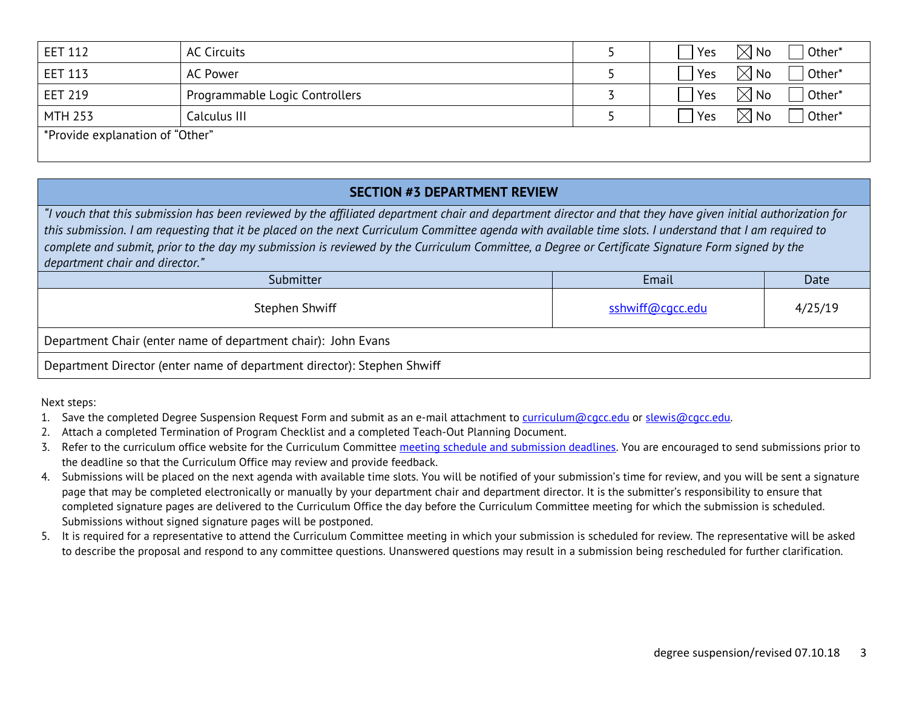| | | | |
|---|---|---|---|
| EET 112 | AC Circuits | 5 | ☐ Yes ☒ No ☐ Other* |
| EET 113 | AC Power | 5 | ☐ Yes ☒ No ☐ Other* |
| EET 219 | Programmable Logic Controllers | 3 | ☐ Yes ☒ No ☐ Other* |
| MTH 253 | Calculus III | 5 | ☐ Yes ☒ No ☐ Other* |

*Provide explanation of "Other"

## SECTION #3 DEPARTMENT REVIEW

*"I vouch that this submission has been reviewed by the affiliated department chair and department director and that they have given initial authorization for this submission. I am requesting that it be placed on the next Curriculum Committee agenda with available time slots. I understand that I am required to complete and submit, prior to the day my submission is reviewed by the Curriculum Committee, a Degree or Certificate Signature Form signed by the department chair and director."*

| Submitter | Email | Date |
|---|---|---|
| Stephen Shwiff | sshwiff@cgcc.edu | 4/25/19 |

Department Chair (enter name of department chair): John Evans

Department Director (enter name of department director): Stephen Shwiff

Next steps:

1. Save the completed Degree Suspension Request Form and submit as an e-mail attachment to curriculum@cgcc.edu or slewis@cgcc.edu.
2. Attach a completed Termination of Program Checklist and a completed Teach-Out Planning Document.
3. Refer to the curriculum office website for the Curriculum Committee meeting schedule and submission deadlines. You are encouraged to send submissions prior to the deadline so that the Curriculum Office may review and provide feedback.
4. Submissions will be placed on the next agenda with available time slots. You will be notified of your submission's time for review, and you will be sent a signature page that may be completed electronically or manually by your department chair and department director. It is the submitter's responsibility to ensure that completed signature pages are delivered to the Curriculum Office the day before the Curriculum Committee meeting for which the submission is scheduled. Submissions without signed signature pages will be postponed.
5. It is required for a representative to attend the Curriculum Committee meeting in which your submission is scheduled for review. The representative will be asked to describe the proposal and respond to any committee questions. Unanswered questions may result in a submission being rescheduled for further clarification.

degree suspension/revised 07.10.18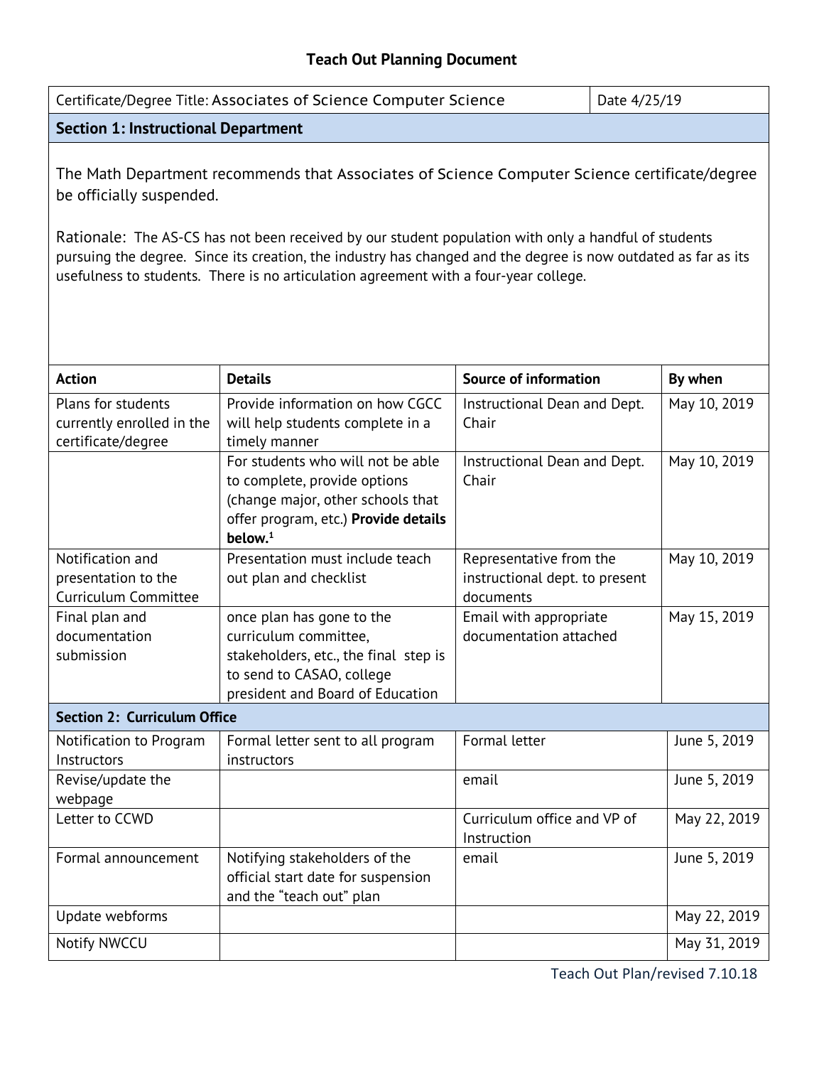## Teach Out Planning Document

| Certificate/Degree Title: Associates of Science Computer Science | Date 4/25/19 |
|---|---|

**Section 1: Instructional Department**

The Math Department recommends that Associates of Science Computer Science certificate/degree be officially suspended.

Rationale: The AS-CS has not been received by our student population with only a handful of students pursuing the degree. Since its creation, the industry has changed and the degree is now outdated as far as its usefulness to students. There is no articulation agreement with a four-year college.

| Action | Details | Source of information | By when |
|---|---|---|---|
| Plans for students currently enrolled in the certificate/degree | Provide information on how CGCC will help students complete in a timely manner | Instructional Dean and Dept. Chair | May 10, 2019 |
| | For students who will not be able to complete, provide options (change major, other schools that offer program, etc.) **Provide details below.**[1] | Instructional Dean and Dept. Chair | May 10, 2019 |
| Notification and presentation to the Curriculum Committee | Presentation must include teach out plan and checklist | Representative from the instructional dept. to present documents | May 10, 2019 |
| Final plan and documentation submission | once plan has gone to the curriculum committee, stakeholders, etc., the final step is to send to CASAO, college president and Board of Education | Email with appropriate documentation attached | May 15, 2019 |
| **Section 2: Curriculum Office** | | | |
| Notification to Program Instructors | Formal letter sent to all program instructors | Formal letter | June 5, 2019 |
| Revise/update the webpage | | email | June 5, 2019 |
| Letter to CCWD | | Curriculum office and VP of Instruction | May 22, 2019 |
| Formal announcement | Notifying stakeholders of the official start date for suspension and the "teach out" plan | email | June 5, 2019 |
| Update webforms | | | May 22, 2019 |
| Notify NWCCU | | | May 31, 2019 |

Teach Out Plan/revised 7.10.18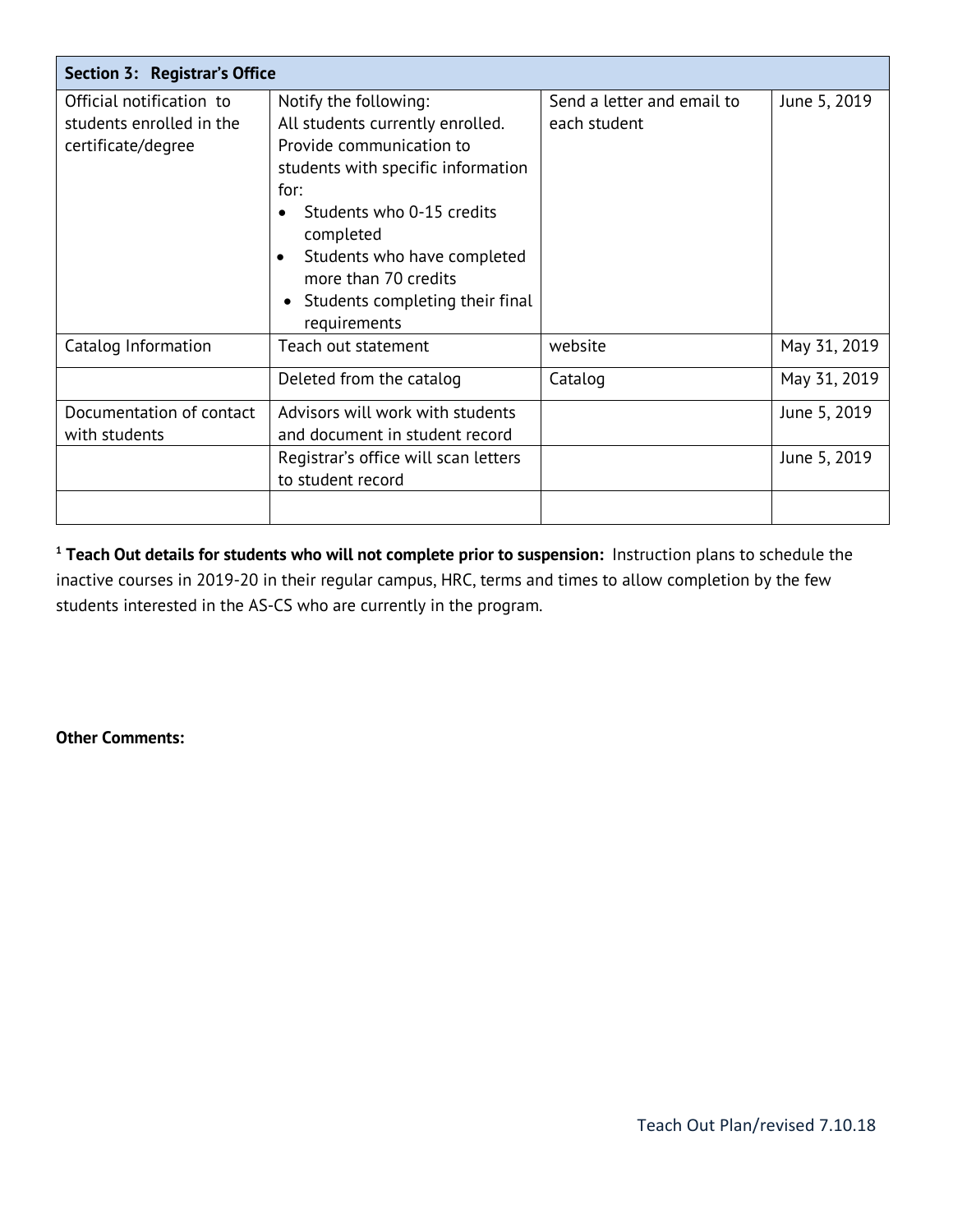| Section 3: Registrar's Office | | | |
|---|---|---|---|
| Official notification to students enrolled in the certificate/degree | Notify the following: All students currently enrolled. Provide communication to students with specific information for: <br>• Students who 0-15 credits completed <br>• Students who have completed more than 70 credits <br>• Students completing their final requirements | Send a letter and email to each student | June 5, 2019 |
| Catalog Information | Teach out statement | website | May 31, 2019 |
| | Deleted from the catalog | Catalog | May 31, 2019 |
| Documentation of contact with students | Advisors will work with students and document in student record | | June 5, 2019 |
| | Registrar's office will scan letters to student record | | June 5, 2019 |
| | | | |

[1] **Teach Out details for students who will not complete prior to suspension:** Instruction plans to schedule the inactive courses in 2019-20 in their regular campus, HRC, terms and times to allow completion by the few students interested in the AS-CS who are currently in the program.

**Other Comments:**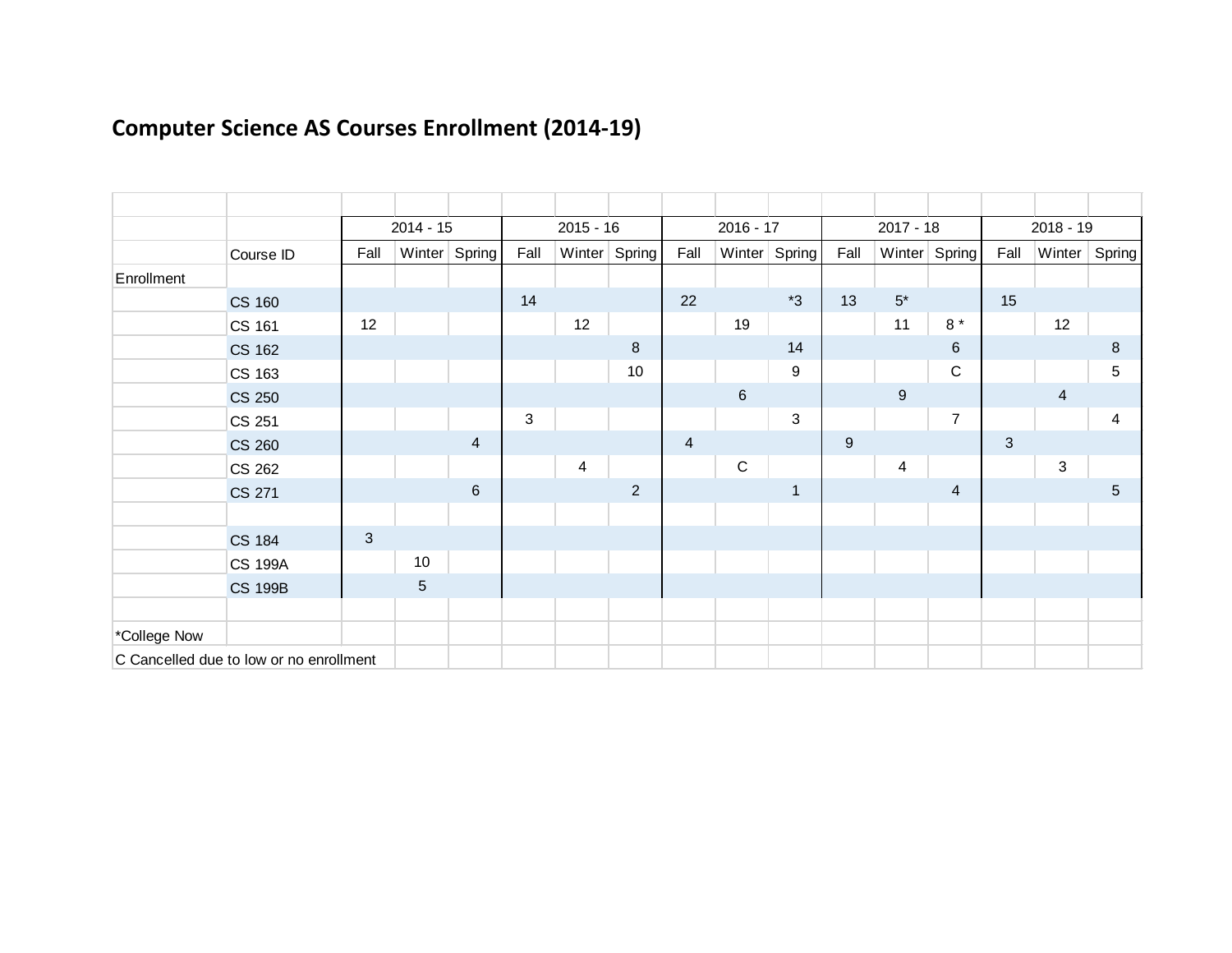## Computer Science AS Courses Enrollment (2014-19)

| | | 2014 - 15 | | | 2015 - 16 | | | 2016 - 17 | | | 2017 - 18 | | | 2018 - 19 | | |
|---|---|---|---|---|---|---|---|---|---|---|---|---|---|---|---|---|
| | Course ID | Fall | Winter | Spring | Fall | Winter | Spring | Fall | Winter | Spring | Fall | Winter | Spring | Fall | Winter | Spring |
| Enrollment | | | | | | | | | | | | | | | | |
| | CS 160 | | | | 14 | | | 22 | | *3 | 13 | 5* | | 15 | | |
| | CS 161 | 12 | | | | 12 | | | 19 | | | 11 | 8 * | | 12 | |
| | CS 162 | | | | | | 8 | | | 14 | | | 6 | | | 8 |
| | CS 163 | | | | | | 10 | | | 9 | | | C | | | 5 |
| | CS 250 | | | | | | | | 6 | | | 9 | | | 4 | |
| | CS 251 | | | | 3 | | | | | 3 | | | 7 | | | 4 |
| | CS 260 | | | 4 | | | | 4 | | | 9 | | | 3 | | |
| | CS 262 | | | | | 4 | | | C | | | 4 | | | 3 | |
| | CS 271 | | | 6 | | | 2 | | | 1 | | | 4 | | | 5 |
| | | | | | | | | | | | | | | | | |
| | CS 184 | 3 | | | | | | | | | | | | | | |
| | CS 199A | | 10 | | | | | | | | | | | | | |
| | CS 199B | | 5 | | | | | | | | | | | | | |

*College Now

C Cancelled due to low or no enrollment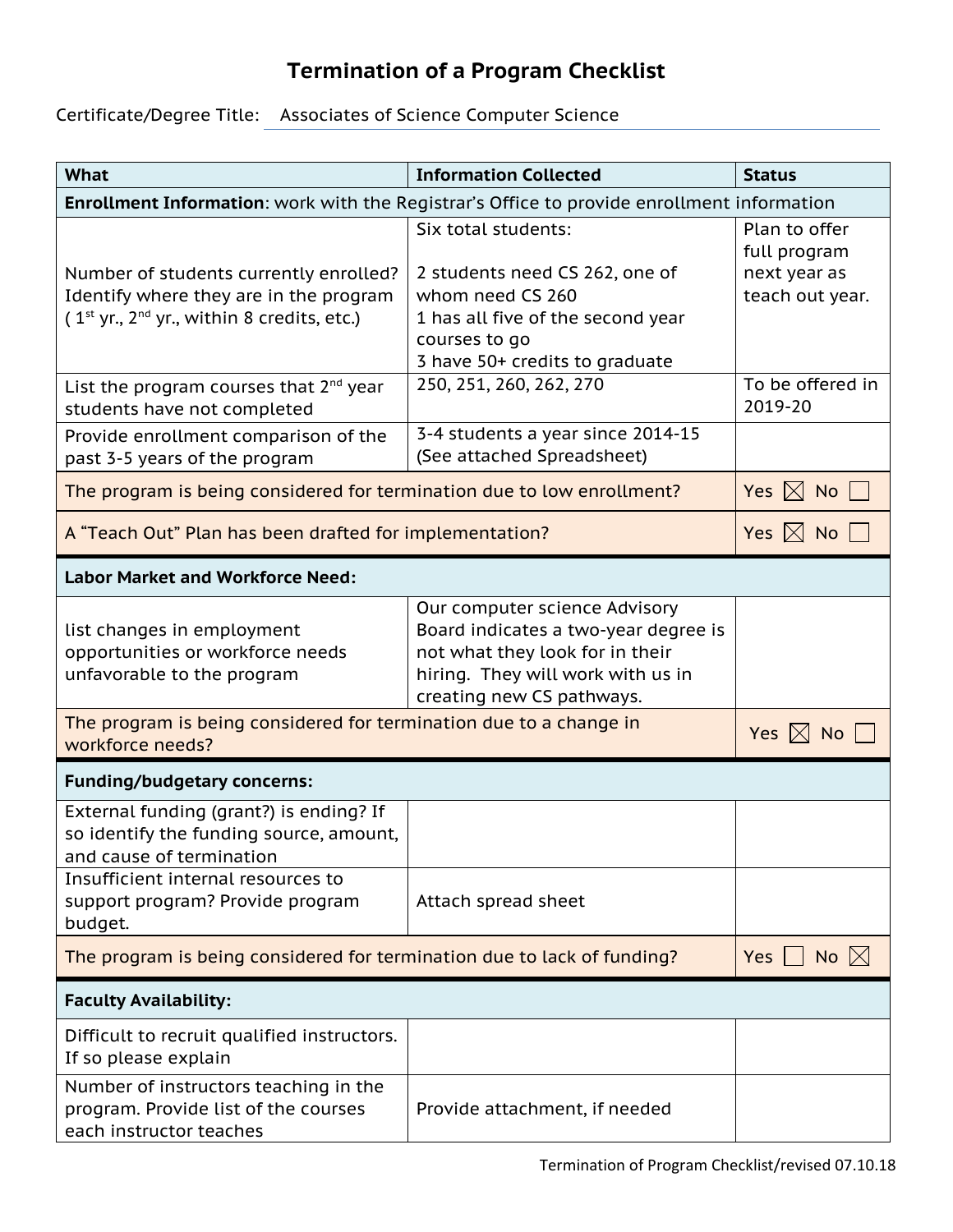# Termination of a Program Checklist

Certificate/Degree Title: Associates of Science Computer Science

| What | Information Collected | Status |
|---|---|---|
| **Enrollment Information**: work with the Registrar's Office to provide enrollment information | | |
| Number of students currently enrolled? Identify where they are in the program ( 1st yr., 2nd yr., within 8 credits, etc.) | Six total students:<br><br>2 students need CS 262, one of whom need CS 260<br>1 has all five of the second year courses to go<br>3 have 50+ credits to graduate | Plan to offer full program next year as teach out year. |
| List the program courses that 2nd year students have not completed | 250, 251, 260, 262, 270 | To be offered in 2019-20 |
| Provide enrollment comparison of the past 3-5 years of the program | 3-4 students a year since 2014-15 (See attached Spreadsheet) | |
| The program is being considered for termination due to low enrollment? | | Yes ☒ No ☐ |
| A "Teach Out" Plan has been drafted for implementation? | | Yes ☒ No ☐ |
| **Labor Market and Workforce Need:** | | |
| list changes in employment opportunities or workforce needs unfavorable to the program | Our computer science Advisory Board indicates a two-year degree is not what they look for in their hiring. They will work with us in creating new CS pathways. | |
| The program is being considered for termination due to a change in workforce needs? | | Yes ☒ No ☐ |
| **Funding/budgetary concerns:** | | |
| External funding (grant?) is ending? If so identify the funding source, amount, and cause of termination | | |
| Insufficient internal resources to support program? Provide program budget. | Attach spread sheet | |
| The program is being considered for termination due to lack of funding? | | Yes ☐ No ☒ |
| **Faculty Availability:** | | |
| Difficult to recruit qualified instructors. If so please explain | | |
| Number of instructors teaching in the program. Provide list of the courses each instructor teaches | Provide attachment, if needed | |

Termination of Program Checklist/revised 07.10.18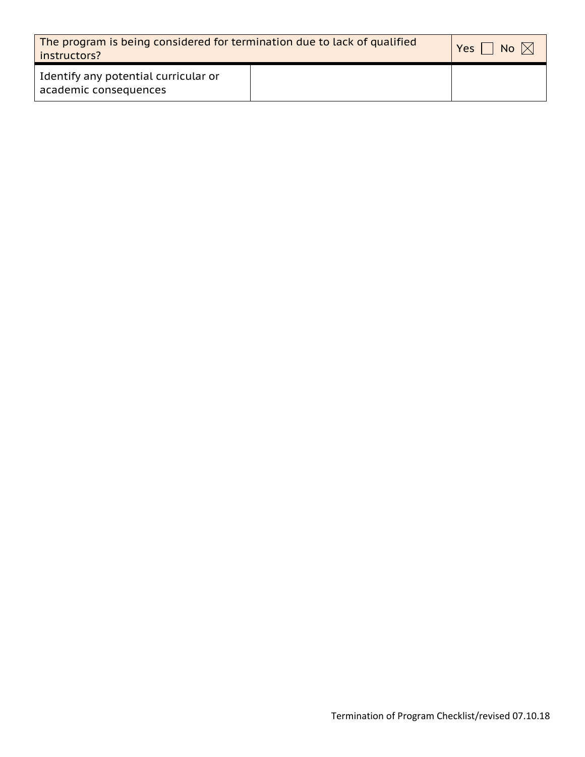| | | |
|---|---|---|
| The program is being considered for termination due to lack of qualified instructors? | | Yes ☐ No ☒ |
| Identify any potential curricular or academic consequences | | |